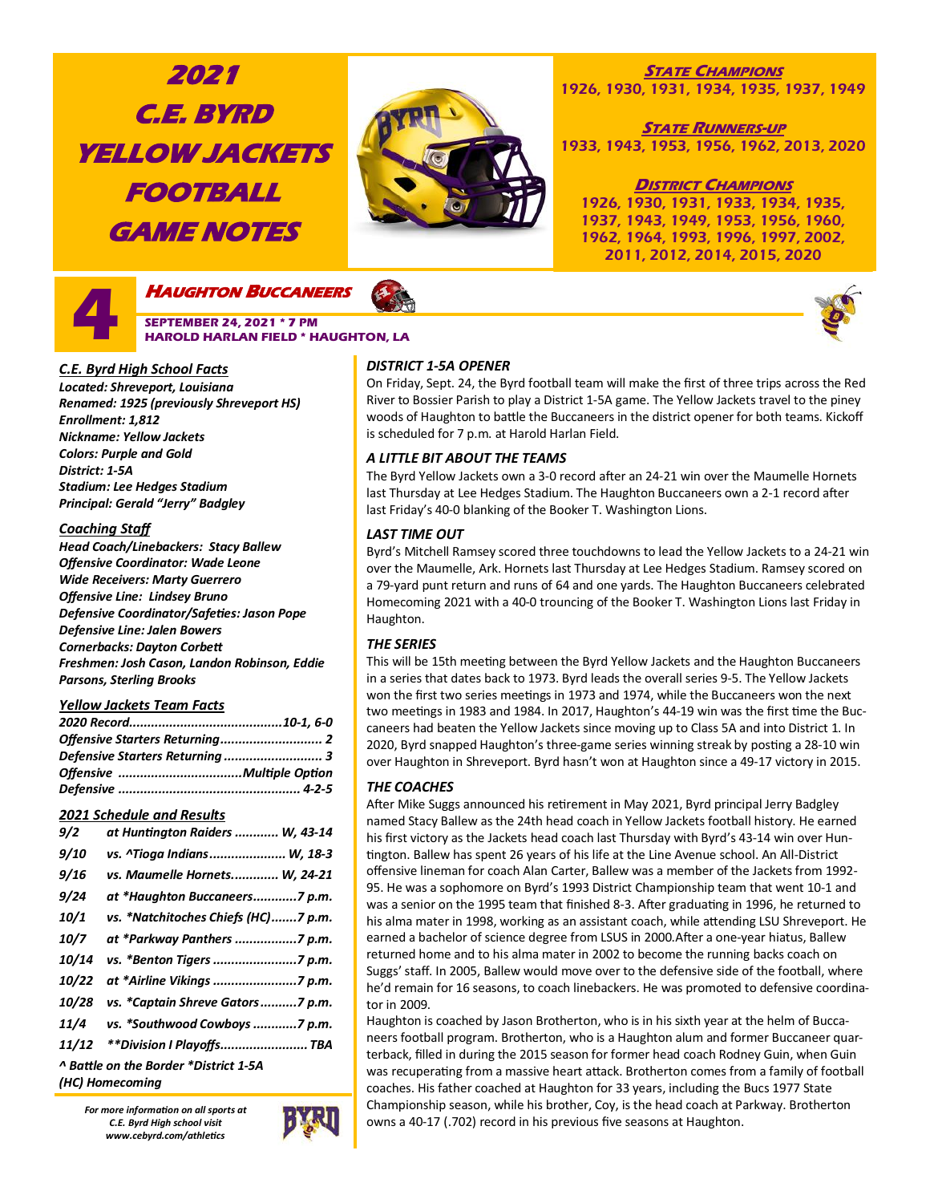# 2021 C.E. BYRD YELLOW JACKETS FOOTBALL GAME NOTES

**STATE CHAMPIONS**
1926, 1930, 1931, 1934, 1935, 1937, 1949

**STATE RUNNERS-UP**
1933, 1943, 1953, 1956, 1962, 2013, 2020

**DISTRICT CHAMPIONS**
1926, 1930, 1931, 1933, 1934, 1935, 1937, 1943, 1949, 1953, 1956, 1960, 1962, 1964, 1993, 1996, 1997, 2002, 2011, 2012, 2014, 2015, 2020

## 4 HAUGHTON BUCCANEERS

**SEPTEMBER 24, 2021 * 7 PM**
**HAROLD HARLAN FIELD * HAUGHTON, LA**

### C.E. Byrd High School Facts

*Located: Shreveport, Louisiana*
*Renamed: 1925 (previously Shreveport HS)*
*Enrollment: 1,812*
*Nickname: Yellow Jackets*
*Colors: Purple and Gold*
*District: 1-5A*
*Stadium: Lee Hedges Stadium*
*Principal: Gerald "Jerry" Badgley*

### Coaching Staff

*Head Coach/Linebackers: Stacy Ballew*
*Offensive Coordinator: Wade Leone*
*Wide Receivers: Marty Guerrero*
*Offensive Line: Lindsey Bruno*
*Defensive Coordinator/Safeties: Jason Pope*
*Defensive Line: Jalen Bowers*
*Cornerbacks: Dayton Corbett*
*Freshmen: Josh Cason, Landon Robinson, Eddie Parsons, Sterling Brooks*

### Yellow Jackets Team Facts

| | |
|---|---|
| 2020 Record | 10-1, 6-0 |
| Offensive Starters Returning | 2 |
| Defensive Starters Returning | 3 |
| Offensive | Multiple Option |
| Defensive | 4-2-5 |

### 2021 Schedule and Results

| | | |
|---|---|---|
| 9/2 | at Huntington Raiders | W, 43-14 |
| 9/10 | vs. ^Tioga Indians | W, 18-3 |
| 9/16 | vs. Maumelle Hornets | W, 24-21 |
| 9/24 | at *Haughton Buccaneers | 7 p.m. |
| 10/1 | vs. *Natchitoches Chiefs (HC) | 7 p.m. |
| 10/7 | at *Parkway Panthers | 7 p.m. |
| 10/14 | vs. *Benton Tigers | 7 p.m. |
| 10/22 | at *Airline Vikings | 7 p.m. |
| 10/28 | vs. *Captain Shreve Gators | 7 p.m. |
| 11/4 | vs. *Southwood Cowboys | 7 p.m. |
| 11/12 | **Division I Playoffs | TBA |

*^ Battle on the Border *District 1-5A*
*(HC) Homecoming*

*For more information on all sports at C.E. Byrd High school visit www.cebyrd.com/athletics*

### DISTRICT 1-5A OPENER

On Friday, Sept. 24, the Byrd football team will make the first of three trips across the Red River to Bossier Parish to play a District 1-5A game. The Yellow Jackets travel to the piney woods of Haughton to battle the Buccaneers in the district opener for both teams. Kickoff is scheduled for 7 p.m. at Harold Harlan Field.

### A LITTLE BIT ABOUT THE TEAMS

The Byrd Yellow Jackets own a 3-0 record after an 24-21 win over the Maumelle Hornets last Thursday at Lee Hedges Stadium. The Haughton Buccaneers own a 2-1 record after last Friday's 40-0 blanking of the Booker T. Washington Lions.

### LAST TIME OUT

Byrd's Mitchell Ramsey scored three touchdowns to lead the Yellow Jackets to a 24-21 win over the Maumelle, Ark. Hornets last Thursday at Lee Hedges Stadium. Ramsey scored on a 79-yard punt return and runs of 64 and one yards. The Haughton Buccaneers celebrated Homecoming 2021 with a 40-0 trouncing of the Booker T. Washington Lions last Friday in Haughton.

### THE SERIES

This will be 15th meeting between the Byrd Yellow Jackets and the Haughton Buccaneers in a series that dates back to 1973. Byrd leads the overall series 9-5. The Yellow Jackets won the first two series meetings in 1973 and 1974, while the Buccaneers won the next two meetings in 1983 and 1984. In 2017, Haughton's 44-19 win was the first time the Buccaneers had beaten the Yellow Jackets since moving up to Class 5A and into District 1. In 2020, Byrd snapped Haughton's three-game series winning streak by posting a 28-10 win over Haughton in Shreveport. Byrd hasn't won at Haughton since a 49-17 victory in 2015.

### THE COACHES

After Mike Suggs announced his retirement in May 2021, Byrd principal Jerry Badgley named Stacy Ballew as the 24th head coach in Yellow Jackets football history. He earned his first victory as the Jackets head coach last Thursday with Byrd's 43-14 win over Huntington. Ballew has spent 26 years of his life at the Line Avenue school. An All-District offensive lineman for coach Alan Carter, Ballew was a member of the Jackets from 1992-95. He was a sophomore on Byrd's 1993 District Championship team that went 10-1 and was a senior on the 1995 team that finished 8-3. After graduating in 1996, he returned to his alma mater in 1998, working as an assistant coach, while attending LSU Shreveport. He earned a bachelor of science degree from LSUS in 2000.After a one-year hiatus, Ballew returned home and to his alma mater in 2002 to become the running backs coach on Suggs' staff. In 2005, Ballew would move over to the defensive side of the football, where he'd remain for 16 seasons, to coach linebackers. He was promoted to defensive coordinator in 2009.

Haughton is coached by Jason Brotherton, who is in his sixth year at the helm of Buccaneers football program. Brotherton, who is a Haughton alum and former Buccaneer quarterback, filled in during the 2015 season for former head coach Rodney Guin, when Guin was recuperating from a massive heart attack. Brotherton comes from a family of football coaches. His father coached at Haughton for 33 years, including the Bucs 1977 State Championship season, while his brother, Coy, is the head coach at Parkway. Brotherton owns a 40-17 (.702) record in his previous five seasons at Haughton.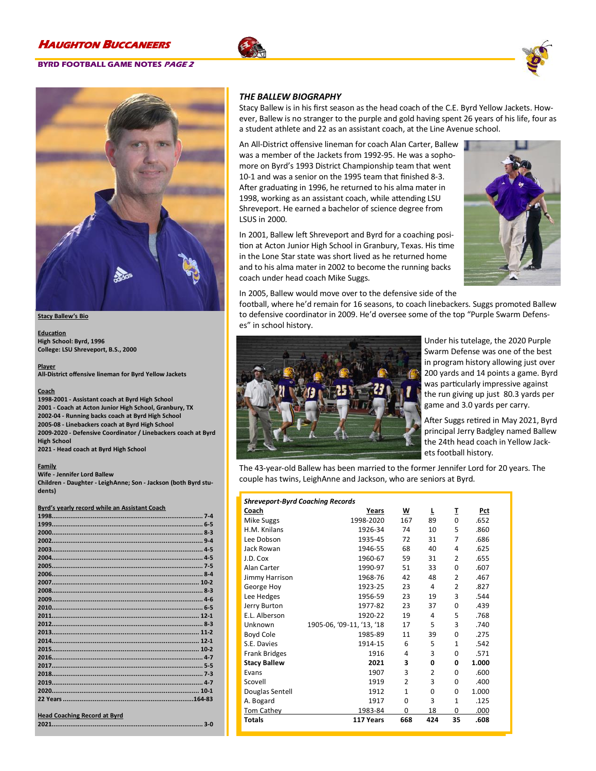## THE BALLEW BIOGRAPHY

Stacy Ballew is in his first season as the head coach of the C.E. Byrd Yellow Jackets. However, Ballew is no stranger to the purple and gold having spent 26 years of his life, four as a student athlete and 22 as an assistant coach, at the Line Avenue school.

An All-District offensive lineman for coach Alan Carter, Ballew was a member of the Jackets from 1992-95. He was a sophomore on Byrd's 1993 District Championship team that went 10-1 and was a senior on the 1995 team that finished 8-3. After graduating in 1996, he returned to his alma mater in 1998, working as an assistant coach, while attending LSU Shreveport. He earned a bachelor of science degree from LSUS in 2000.

In 2001, Ballew left Shreveport and Byrd for a coaching position at Acton Junior High School in Granbury, Texas. His time in the Lone Star state was short lived as he returned home and to his alma mater in 2002 to become the running backs coach under head coach Mike Suggs.

In 2005, Ballew would move over to the defensive side of the football, where he'd remain for 16 seasons, to coach linebackers. Suggs promoted Ballew to defensive coordinator in 2009. He'd oversee some of the top "Purple Swarm Defenses" in school history.

Under his tutelage, the 2020 Purple Swarm Defense was one of the best in program history allowing just over 200 yards and 14 points a game. Byrd was particularly impressive against the run giving up just 80.3 yards per game and 3.0 yards per carry.

After Suggs retired in May 2021, Byrd principal Jerry Badgley named Ballew the 24th head coach in Yellow Jackets football history.

The 43-year-old Ballew has been married to the former Jennifer Lord for 20 years. The couple has twins, LeighAnne and Jackson, who are seniors at Byrd.

### Stacy Ballew's Bio

**Education**
High School: Byrd, 1996
College: LSU Shreveport, B.S., 2000

**Player**
All-District offensive lineman for Byrd Yellow Jackets

**Coach**
1998-2001 - Assistant coach at Byrd High School
2001 - Coach at Acton Junior High School, Granbury, TX
2002-04 - Running backs coach at Byrd High School
2005-08 - Linebackers coach at Byrd High School
2009-2020 - Defensive Coordinator / Linebackers coach at Byrd High School
2021 - Head coach at Byrd High School

**Family**
Wife - Jennifer Lord Ballew
Children - Daughter - LeighAnne; Son - Jackson (both Byrd students)

**Byrd's yearly record while an Assistant Coach**

| Year | Record |
|---|---|
| 1998 | 7-4 |
| 1999 | 6-5 |
| 2000 | 8-3 |
| 2002 | 9-4 |
| 2003 | 4-5 |
| 2004 | 4-5 |
| 2005 | 7-5 |
| 2006 | 8-4 |
| 2007 | 10-2 |
| 2008 | 8-3 |
| 2009 | 4-6 |
| 2010 | 6-5 |
| 2011 | 12-1 |
| 2012 | 8-3 |
| 2013 | 11-2 |
| 2014 | 12-1 |
| 2015 | 10-2 |
| 2016 | 4-7 |
| 2017 | 5-5 |
| 2018 | 7-3 |
| 2019 | 4-7 |
| 2020 | 10-1 |
| 22 Years | 164-83 |

**Head Coaching Record at Byrd**

| Year | Record |
|---|---|
| 2021 | 3-0 |

### Shreveport-Byrd Coaching Records

| Coach | Years | W | L | T | Pct |
|---|---|---|---|---|---|
| Mike Suggs | 1998-2020 | 167 | 89 | 0 | .652 |
| H.M. Knilans | 1926-34 | 74 | 10 | 5 | .860 |
| Lee Dobson | 1935-45 | 72 | 31 | 7 | .686 |
| Jack Rowan | 1946-55 | 68 | 40 | 4 | .625 |
| J.D. Cox | 1960-67 | 59 | 31 | 2 | .655 |
| Alan Carter | 1990-97 | 51 | 33 | 0 | .607 |
| Jimmy Harrison | 1968-76 | 42 | 48 | 2 | .467 |
| George Hoy | 1923-25 | 23 | 4 | 2 | .827 |
| Lee Hedges | 1956-59 | 23 | 19 | 3 | .544 |
| Jerry Burton | 1977-82 | 23 | 37 | 0 | .439 |
| E.L. Alberson | 1920-22 | 19 | 4 | 5 | .768 |
| Unknown | 1905-06, '09-11, '13, '18 | 17 | 5 | 3 | .740 |
| Boyd Cole | 1985-89 | 11 | 39 | 0 | .275 |
| S.E. Davies | 1914-15 | 6 | 5 | 1 | .542 |
| Frank Bridges | 1916 | 4 | 3 | 0 | .571 |
| **Stacy Ballew** | **2021** | **3** | **0** | **0** | **1.000** |
| Evans | 1907 | 3 | 2 | 0 | .600 |
| Scovell | 1919 | 2 | 3 | 0 | .400 |
| Douglas Sentell | 1912 | 1 | 0 | 0 | 1.000 |
| A. Bogard | 1917 | 0 | 3 | 1 | .125 |
| Tom Cathey | 1983-84 | 0 | 18 | 0 | .000 |
| **Totals** | **117 Years** | **668** | **424** | **35** | **.608** |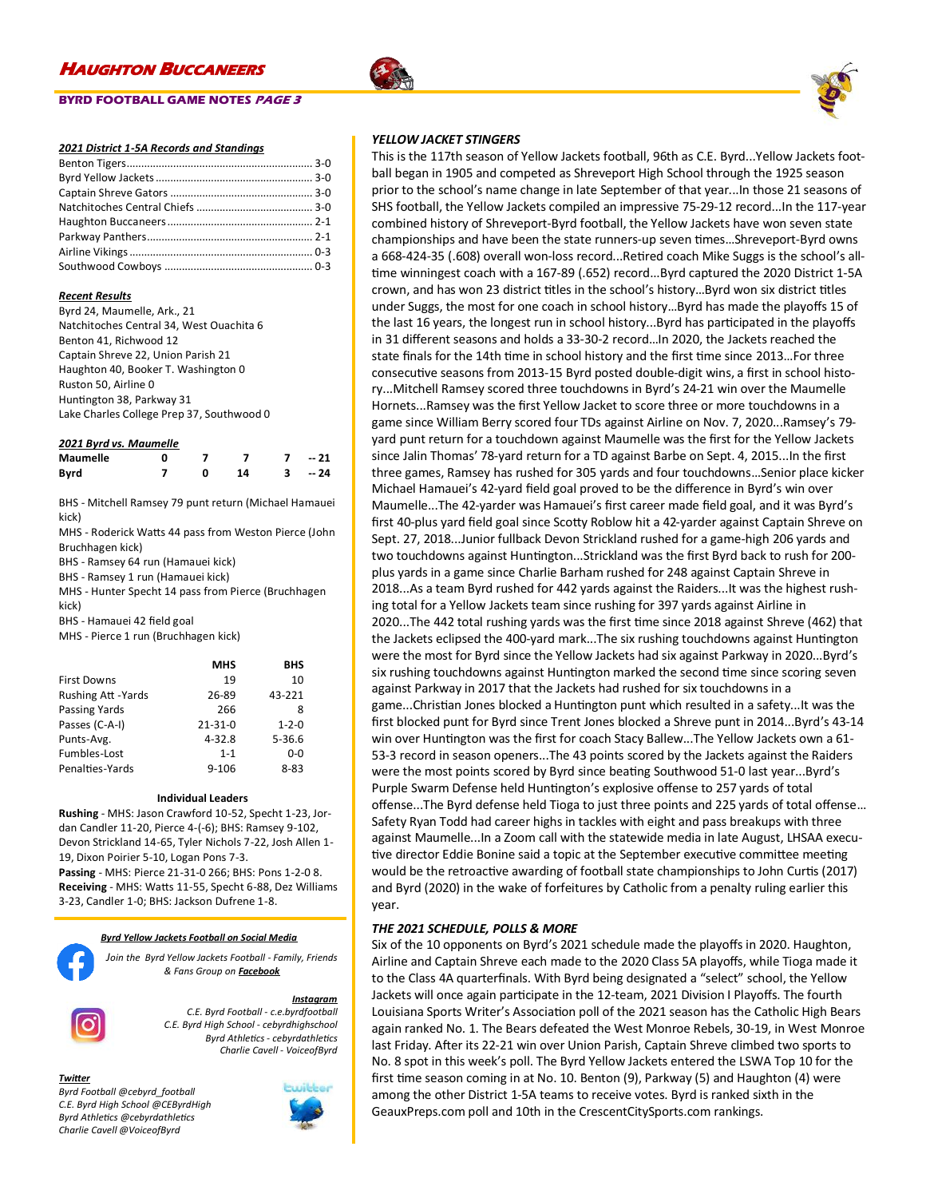# HAUGHTON BUCCANEERS

**BYRD FOOTBALL GAME NOTES *PAGE 3***

***2021 District 1-5A Records and Standings***

| Team | Record |
|---|---|
| Benton Tigers | 3-0 |
| Byrd Yellow Jackets | 3-0 |
| Captain Shreve Gators | 3-0 |
| Natchitoches Central Chiefs | 3-0 |
| Haughton Buccaneers | 2-1 |
| Parkway Panthers | 2-1 |
| Airline Vikings | 0-3 |
| Southwood Cowboys | 0-3 |

***Recent Results***

Byrd 24, Maumelle, Ark., 21
Natchitoches Central 34, West Ouachita 6
Benton 41, Richwood 12
Captain Shreve 22, Union Parish 21
Haughton 40, Booker T. Washington 0
Ruston 50, Airline 0
Huntington 38, Parkway 31
Lake Charles College Prep 37, Southwood 0

***2021 Byrd vs. Maumelle***

| | 1 | 2 | 3 | 4 | Final |
|---|---|---|---|---|---|
| **Maumelle** | 0 | 7 | 7 | 7 | -- 21 |
| **Byrd** | 7 | 0 | 14 | 3 | -- 24 |

BHS - Mitchell Ramsey 79 punt return (Michael Hamauei kick)
MHS - Roderick Watts 44 pass from Weston Pierce (John Bruchhagen kick)
BHS - Ramsey 64 run (Hamauei kick)
BHS - Ramsey 1 run (Hamauei kick)
MHS - Hunter Specht 14 pass from Pierce (Bruchhagen kick)
BHS - Hamauei 42 field goal
MHS - Pierce 1 run (Bruchhagen kick)

| | MHS | BHS |
|---|---|---|
| First Downs | 19 | 10 |
| Rushing Att -Yards | 26-89 | 43-221 |
| Passing Yards | 266 | 8 |
| Passes (C-A-I) | 21-31-0 | 1-2-0 |
| Punts-Avg. | 4-32.8 | 5-36.6 |
| Fumbles-Lost | 1-1 | 0-0 |
| Penalties-Yards | 9-106 | 8-83 |

**Individual Leaders**

**Rushing** - MHS: Jason Crawford 10-52, Specht 1-23, Jordan Candler 11-20, Pierce 4-(-6); BHS: Ramsey 9-102, Devon Strickland 14-65, Tyler Nichols 7-22, Josh Allen 1-19, Dixon Poirier 5-10, Logan Pons 7-3.
**Passing** - MHS: Pierce 21-31-0 266; BHS: Pons 1-2-0 8.
**Receiving** - MHS: Watts 11-55, Specht 6-88, Dez Williams 3-23, Candler 1-0; BHS: Jackson Dufrene 1-8.

***Byrd Yellow Jackets Football on Social Media***

*Join the Byrd Yellow Jackets Football - Family, Friends & Fans Group on **Facebook***

***Instagram***
*C.E. Byrd Football - c.e.byrdfootball*
*C.E. Byrd High School - cebyrdhighschool*
*Byrd Athletics - cebyrdathletics*
*Charlie Cavell - VoiceofByrd*

***Twitter***
*Byrd Football @cebyrd_football*
*C.E. Byrd High School @CEByrdHigh*
*Byrd Athletics @cebyrdathletics*
*Charlie Cavell @VoiceofByrd*

***YELLOW JACKET STINGERS***

This is the 117th season of Yellow Jackets football, 96th as C.E. Byrd...Yellow Jackets football began in 1905 and competed as Shreveport High School through the 1925 season prior to the school's name change in late September of that year...In those 21 seasons of SHS football, the Yellow Jackets compiled an impressive 75-29-12 record...In the 117-year combined history of Shreveport-Byrd football, the Yellow Jackets have won seven state championships and have been the state runners-up seven times…Shreveport-Byrd owns a 668-424-35 (.608) overall won-loss record...Retired coach Mike Suggs is the school's all-time winningest coach with a 167-89 (.652) record…Byrd captured the 2020 District 1-5A crown, and has won 23 district titles in the school's history...Byrd won six district titles under Suggs, the most for one coach in school history…Byrd has made the playoffs 15 of the last 16 years, the longest run in school history...Byrd has participated in the playoffs in 31 different seasons and holds a 33-30-2 record…In 2020, the Jackets reached the state finals for the 14th time in school history and the first time since 2013…For three consecutive seasons from 2013-15 Byrd posted double-digit wins, a first in school history...Mitchell Ramsey scored three touchdowns in Byrd's 24-21 win over the Maumelle Hornets...Ramsey was the first Yellow Jacket to score three or more touchdowns in a game since William Berry scored four TDs against Airline on Nov. 7, 2020...Ramsey's 79-yard punt return for a touchdown against Maumelle was the first for the Yellow Jackets since Jalin Thomas' 78-yard return for a TD against Barbe on Sept. 4, 2015...In the first three games, Ramsey has rushed for 305 yards and four touchdowns…Senior place kicker Michael Hamauei's 42-yard field goal proved to be the difference in Byrd's win over Maumelle...The 42-yarder was Hamauei's first career made field goal, and it was Byrd's first 40-plus yard field goal since Scotty Roblow hit a 42-yarder against Captain Shreve on Sept. 27, 2018...Junior fullback Devon Strickland rushed for a game-high 206 yards and two touchdowns against Huntington...Strickland was the first Byrd back to rush for 200-plus yards in a game since Charlie Barham rushed for 248 against Captain Shreve in 2018...As a team Byrd rushed for 442 yards against the Raiders...It was the highest rushing total for a Yellow Jackets team since rushing for 397 yards against Airline in 2020...The 442 total rushing yards was the first time since 2018 against Shreve (462) that the Jackets eclipsed the 400-yard mark...The six rushing touchdowns against Huntington were the most for Byrd since the Yellow Jackets had six against Parkway in 2020...Byrd's six rushing touchdowns against Huntington marked the second time since scoring seven against Parkway in 2017 that the Jackets had rushed for six touchdowns in a game...Christian Jones blocked a Huntington punt which resulted in a safety...It was the first blocked punt for Byrd since Trent Jones blocked a Shreve punt in 2014...Byrd's 43-14 win over Huntington was the first for coach Stacy Ballew...The Yellow Jackets own a 61-53-3 record in season openers...The 43 points scored by the Jackets against the Raiders were the most points scored by Byrd since beating Southwood 51-0 last year...Byrd's Purple Swarm Defense held Huntington's explosive offense to just 257 yards of total offense...The Byrd defense held Tioga to just three points and 225 yards of total offense…Safety Ryan Todd had career highs in tackles with eight and pass breakups with three against Maumelle...In a Zoom call with the statewide media in late August, LHSAA executive director Eddie Bonine said a topic at the September executive committee meeting would be the retroactive awarding of football state championships to John Curtis (2017) and Byrd (2020) in the wake of forfeitures by Catholic from a penalty ruling earlier this year.

***THE 2021 SCHEDULE, POLLS & MORE***

Six of the 10 opponents on Byrd's 2021 schedule made the playoffs in 2020. Haughton, Airline and Captain Shreve each made to the 2020 Class 5A playoffs, while Tioga made it to the Class 4A quarterfinals. With Byrd being designated a "select" school, the Yellow Jackets will once again participate in the 12-team, 2021 Division I Playoffs. The fourth Louisiana Sports Writer's Association poll of the 2021 season has the Catholic High Bears again ranked No. 1. The Bears defeated the West Monroe Rebels, 30-19, in West Monroe last Friday. After its 22-21 win over Union Parish, Captain Shreve climbed two sports to No. 8 spot in this week's poll. The Byrd Yellow Jackets entered the LSWA Top 10 for the first time season coming in at No. 10. Benton (9), Parkway (5) and Haughton (4) were among the other District 1-5A teams to receive votes. Byrd is ranked sixth in the GeauxPreps.com poll and 10th in the CrescentCitySports.com rankings.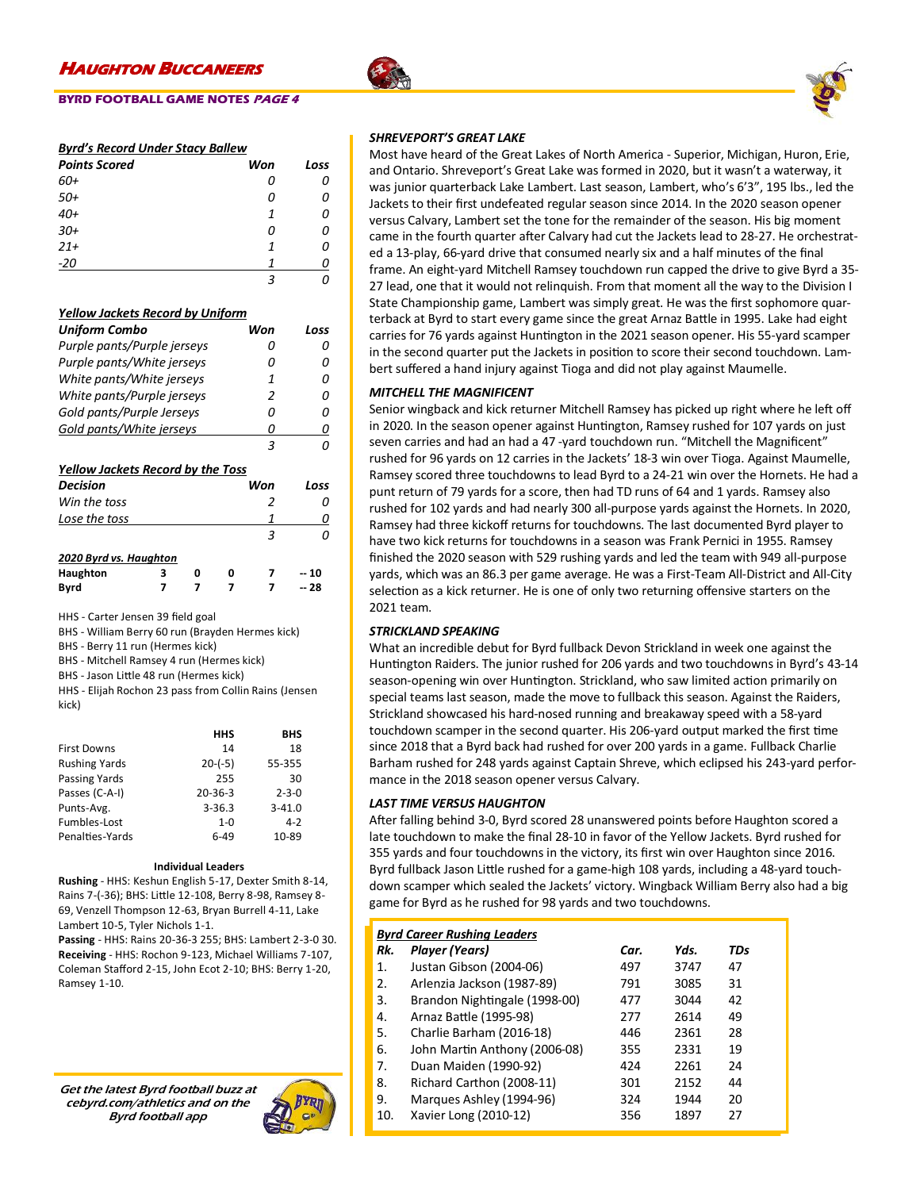## Byrd's Record Under Stacy Ballew

| Points Scored | Won | Loss |
|---|---|---|
| 60+ | 0 | 0 |
| 50+ | 0 | 0 |
| 40+ | 1 | 0 |
| 30+ | 0 | 0 |
| 21+ | 1 | 0 |
| -20 | 1 | 0 |
| | 3 | 0 |

## Yellow Jackets Record by Uniform

| Uniform Combo | Won | Loss |
|---|---|---|
| Purple pants/Purple jerseys | 0 | 0 |
| Purple pants/White jerseys | 0 | 0 |
| White pants/White jerseys | 1 | 0 |
| White pants/Purple jerseys | 2 | 0 |
| Gold pants/Purple Jerseys | 0 | 0 |
| Gold pants/White jerseys | 0 | 0 |
| | 3 | 0 |

## Yellow Jackets Record by the Toss

| Decision | Won | Loss |
|---|---|---|
| Win the toss | 2 | 0 |
| Lose the toss | 1 | 0 |
| | 3 | 0 |

## 2020 Byrd vs. Haughton

| | | | | | |
|---|---|---|---|---|---|
| **Haughton** | 3 | 0 | 0 | 7 | -- 10 |
| **Byrd** | 7 | 7 | 7 | 7 | -- 28 |

HHS - Carter Jensen 39 field goal
BHS - William Berry 60 run (Brayden Hermes kick)
BHS - Berry 11 run (Hermes kick)
BHS - Mitchell Ramsey 4 run (Hermes kick)
BHS - Jason Little 48 run (Hermes kick)
HHS - Elijah Rochon 23 pass from Collin Rains (Jensen kick)

| | HHS | BHS |
|---|---|---|
| First Downs | 14 | 18 |
| Rushing Yards | 20-(-5) | 55-355 |
| Passing Yards | 255 | 30 |
| Passes (C-A-I) | 20-36-3 | 2-3-0 |
| Punts-Avg. | 3-36.3 | 3-41.0 |
| Fumbles-Lost | 1-0 | 4-2 |
| Penalties-Yards | 6-49 | 10-89 |

**Individual Leaders**

**Rushing** - HHS: Keshun English 5-17, Dexter Smith 8-14, Rains 7-(-36); BHS: Little 12-108, Berry 8-98, Ramsey 8-69, Venzell Thompson 12-63, Bryan Burrell 4-11, Lake Lambert 10-5, Tyler Nichols 1-1.
**Passing** - HHS: Rains 20-36-3 255; BHS: Lambert 2-3-0 30.
**Receiving** - HHS: Rochon 9-123, Michael Williams 7-107, Coleman Stafford 2-15, John Ecot 2-10; BHS: Berry 1-20, Ramsey 1-10.

*Get the latest Byrd football buzz at cebyrd.com/athletics and on the Byrd football app*

### SHREVEPORT'S GREAT LAKE

Most have heard of the Great Lakes of North America - Superior, Michigan, Huron, Erie, and Ontario. Shreveport's Great Lake was formed in 2020, but it wasn't a waterway, it was junior quarterback Lake Lambert. Last season, Lambert, who's 6'3", 195 lbs., led the Jackets to their first undefeated regular season since 2014. In the 2020 season opener versus Calvary, Lambert set the tone for the remainder of the season. His big moment came in the fourth quarter after Calvary had cut the Jackets lead to 28-27. He orchestrated a 13-play, 66-yard drive that consumed nearly six and a half minutes of the final frame. An eight-yard Mitchell Ramsey touchdown run capped the drive to give Byrd a 35-27 lead, one that it would not relinquish. From that moment all the way to the Division I State Championship game, Lambert was simply great. He was the first sophomore quarterback at Byrd to start every game since the great Arnaz Battle in 1995. Lake had eight carries for 76 yards against Huntington in the 2021 season opener. His 55-yard scamper in the second quarter put the Jackets in position to score their second touchdown. Lambert suffered a hand injury against Tioga and did not play against Maumelle.

### MITCHELL THE MAGNIFICENT

Senior wingback and kick returner Mitchell Ramsey has picked up right where he left off in 2020. In the season opener against Huntington, Ramsey rushed for 107 yards on just seven carries and had an had a 47 -yard touchdown run. "Mitchell the Magnificent" rushed for 96 yards on 12 carries in the Jackets' 18-3 win over Tioga. Against Maumelle, Ramsey scored three touchdowns to lead Byrd to a 24-21 win over the Hornets. He had a punt return of 79 yards for a score, then had TD runs of 64 and 1 yards. Ramsey also rushed for 102 yards and had nearly 300 all-purpose yards against the Hornets. In 2020, Ramsey had three kickoff returns for touchdowns. The last documented Byrd player to have two kick returns for touchdowns in a season was Frank Pernici in 1955. Ramsey finished the 2020 season with 529 rushing yards and led the team with 949 all-purpose yards, which was an 86.3 per game average. He was a First-Team All-District and All-City selection as a kick returner. He is one of only two returning offensive starters on the 2021 team.

### STRICKLAND SPEAKING

What an incredible debut for Byrd fullback Devon Strickland in week one against the Huntington Raiders. The junior rushed for 206 yards and two touchdowns in Byrd's 43-14 season-opening win over Huntington. Strickland, who saw limited action primarily on special teams last season, made the move to fullback this season. Against the Raiders, Strickland showcased his hard-nosed running and breakaway speed with a 58-yard touchdown scamper in the second quarter. His 206-yard output marked the first time since 2018 that a Byrd back had rushed for over 200 yards in a game. Fullback Charlie Barham rushed for 248 yards against Captain Shreve, which eclipsed his 243-yard performance in the 2018 season opener versus Calvary.

### LAST TIME VERSUS HAUGHTON

After falling behind 3-0, Byrd scored 28 unanswered points before Haughton scored a late touchdown to make the final 28-10 in favor of the Yellow Jackets. Byrd rushed for 355 yards and four touchdowns in the victory, its first win over Haughton since 2016. Byrd fullback Jason Little rushed for a game-high 108 yards, including a 48-yard touchdown scamper which sealed the Jackets' victory. Wingback William Berry also had a big game for Byrd as he rushed for 98 yards and two touchdowns.

## Byrd Career Rushing Leaders

| Rk. | Player (Years) | Car. | Yds. | TDs |
|---|---|---|---|---|
| 1. | Justan Gibson (2004-06) | 497 | 3747 | 47 |
| 2. | Arlenzia Jackson (1987-89) | 791 | 3085 | 31 |
| 3. | Brandon Nightingale (1998-00) | 477 | 3044 | 42 |
| 4. | Arnaz Battle (1995-98) | 277 | 2614 | 49 |
| 5. | Charlie Barham (2016-18) | 446 | 2361 | 28 |
| 6. | John Martin Anthony (2006-08) | 355 | 2331 | 19 |
| 7. | Duan Maiden (1990-92) | 424 | 2261 | 24 |
| 8. | Richard Carthon (2008-11) | 301 | 2152 | 44 |
| 9. | Marques Ashley (1994-96) | 324 | 1944 | 20 |
| 10. | Xavier Long (2010-12) | 356 | 1897 | 27 |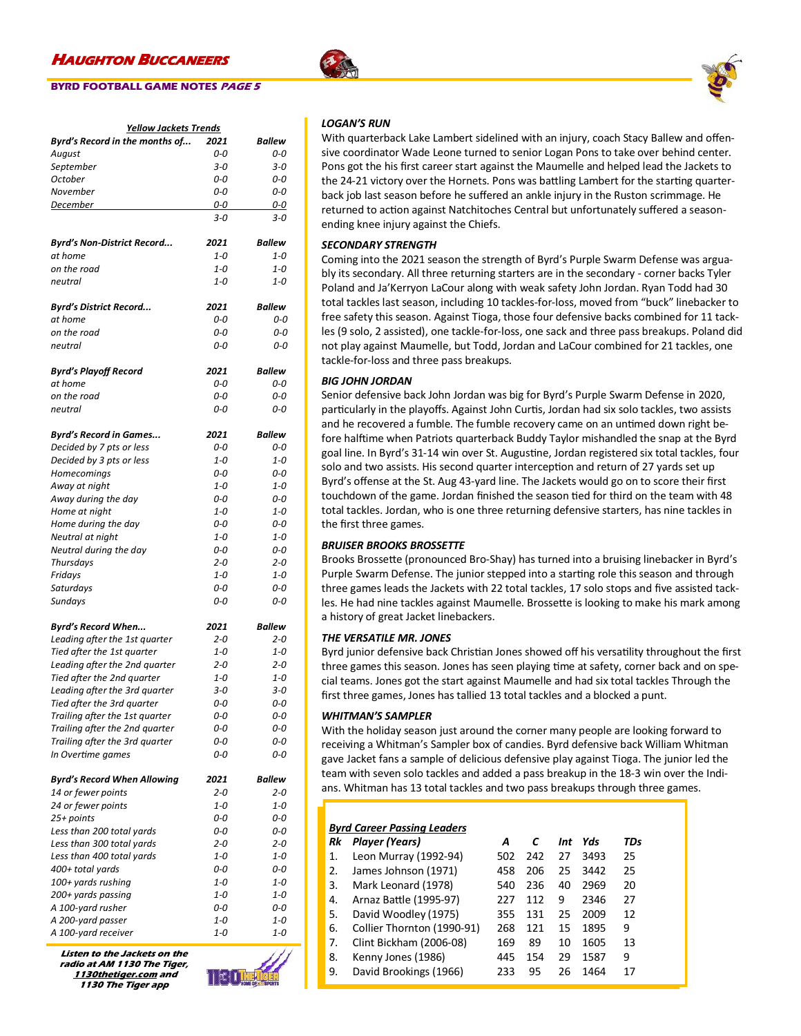## HAUGHTON BUCCANEERS

**BYRD FOOTBALL GAME NOTES *PAGE 5***

### *Yellow Jackets Trends*

| *Byrd's Record in the months of...* | *2021* | *Ballew* |
|---|---|---|
| *August* | *0-0* | *0-0* |
| *September* | *3-0* | *3-0* |
| *October* | *0-0* | *0-0* |
| *November* | *0-0* | *0-0* |
| *December* | *0-0* | *0-0* |
| | *3-0* | *3-0* |

| *Byrd's Non-District Record...* | *2021* | *Ballew* |
|---|---|---|
| *at home* | *1-0* | *1-0* |
| *on the road* | *1-0* | *1-0* |
| *neutral* | *1-0* | *1-0* |

| *Byrd's District Record...* | *2021* | *Ballew* |
|---|---|---|
| *at home* | *0-0* | *0-0* |
| *on the road* | *0-0* | *0-0* |
| *neutral* | *0-0* | *0-0* |

| *Byrd's Playoff Record* | *2021* | *Ballew* |
|---|---|---|
| *at home* | *0-0* | *0-0* |
| *on the road* | *0-0* | *0-0* |
| *neutral* | *0-0* | *0-0* |

| *Byrd's Record in Games...* | *2021* | *Ballew* |
|---|---|---|
| *Decided by 7 pts or less* | *0-0* | *0-0* |
| *Decided by 3 pts or less* | *1-0* | *1-0* |
| *Homecomings* | *0-0* | *0-0* |
| *Away at night* | *1-0* | *1-0* |
| *Away during the day* | *0-0* | *0-0* |
| *Home at night* | *1-0* | *1-0* |
| *Home during the day* | *0-0* | *0-0* |
| *Neutral at night* | *1-0* | *1-0* |
| *Neutral during the day* | *0-0* | *0-0* |
| *Thursdays* | *2-0* | *2-0* |
| *Fridays* | *1-0* | *1-0* |
| *Saturdays* | *0-0* | *0-0* |
| *Sundays* | *0-0* | *0-0* |

| *Byrd's Record When...* | *2021* | *Ballew* |
|---|---|---|
| *Leading after the 1st quarter* | *2-0* | *2-0* |
| *Tied after the 1st quarter* | *1-0* | *1-0* |
| *Leading after the 2nd quarter* | *2-0* | *2-0* |
| *Tied after the 2nd quarter* | *1-0* | *1-0* |
| *Leading after the 3rd quarter* | *3-0* | *3-0* |
| *Tied after the 3rd quarter* | *0-0* | *0-0* |
| *Trailing after the 1st quarter* | *0-0* | *0-0* |
| *Trailing after the 2nd quarter* | *0-0* | *0-0* |
| *Trailing after the 3rd quarter* | *0-0* | *0-0* |
| *In Overtime games* | *0-0* | *0-0* |

| *Byrd's Record When Allowing* | *2021* | *Ballew* |
|---|---|---|
| *14 or fewer points* | *2-0* | *2-0* |
| *24 or fewer points* | *1-0* | *1-0* |
| *25+ points* | *0-0* | *0-0* |
| *Less than 200 total yards* | *0-0* | *0-0* |
| *Less than 300 total yards* | *2-0* | *2-0* |
| *Less than 400 total yards* | *1-0* | *1-0* |
| *400+ total yards* | *0-0* | *0-0* |
| *100+ yards rushing* | *1-0* | *1-0* |
| *200+ yards passing* | *1-0* | *1-0* |
| *A 100-yard rusher* | *0-0* | *0-0* |
| *A 200-yard passer* | *1-0* | *1-0* |
| *A 100-yard receiver* | *1-0* | *1-0* |

***Listen to the Jackets on the radio at AM 1130 The Tiger, 1130thetiger.com and 1130 The Tiger app***

### *LOGAN'S RUN*

With quarterback Lake Lambert sidelined with an injury, coach Stacy Ballew and offensive coordinator Wade Leone turned to senior Logan Pons to take over behind center. Pons got the his first career start against the Maumelle and helped lead the Jackets to the 24-21 victory over the Hornets. Pons was battling Lambert for the starting quarterback job last season before he suffered an ankle injury in the Ruston scrimmage. He returned to action against Natchitoches Central but unfortunately suffered a season-ending knee injury against the Chiefs.

### *SECONDARY STRENGTH*

Coming into the 2021 season the strength of Byrd's Purple Swarm Defense was arguably its secondary. All three returning starters are in the secondary - corner backs Tyler Poland and Ja'Kerryon LaCour along with weak safety John Jordan. Ryan Todd had 30 total tackles last season, including 10 tackles-for-loss, moved from "buck" linebacker to free safety this season. Against Tioga, those four defensive backs combined for 11 tackles (9 solo, 2 assisted), one tackle-for-loss, one sack and three pass breakups. Poland did not play against Maumelle, but Todd, Jordan and LaCour combined for 21 tackles, one tackle-for-loss and three pass breakups.

### *BIG JOHN JORDAN*

Senior defensive back John Jordan was big for Byrd's Purple Swarm Defense in 2020, particularly in the playoffs. Against John Curtis, Jordan had six solo tackles, two assists and he recovered a fumble. The fumble recovery came on an untimed down right before halftime when Patriots quarterback Buddy Taylor mishandled the snap at the Byrd goal line. In Byrd's 31-14 win over St. Augustine, Jordan registered six total tackles, four solo and two assists. His second quarter interception and return of 27 yards set up Byrd's offense at the St. Aug 43-yard line. The Jackets would go on to score their first touchdown of the game. Jordan finished the season tied for third on the team with 48 total tackles. Jordan, who is one three returning defensive starters, has nine tackles in the first three games.

### *BRUISER BROOKS BROSSETTE*

Brooks Brossette (pronounced Bro-Shay) has turned into a bruising linebacker in Byrd's Purple Swarm Defense. The junior stepped into a starting role this season and through three games leads the Jackets with 22 total tackles, 17 solo stops and five assisted tackles. He had nine tackles against Maumelle. Brossette is looking to make his mark among a history of great Jacket linebackers.

### *THE VERSATILE MR. JONES*

Byrd junior defensive back Christian Jones showed off his versatility throughout the first three games this season. Jones has seen playing time at safety, corner back and on special teams. Jones got the start against Maumelle and had six total tackles Through the first three games, Jones has tallied 13 total tackles and a blocked a punt.

### *WHITMAN'S SAMPLER*

With the holiday season just around the corner many people are looking forward to receiving a Whitman's Sampler box of candies. Byrd defensive back William Whitman gave Jacket fans a sample of delicious defensive play against Tioga. The junior led the team with seven solo tackles and added a pass breakup in the 18-3 win over the Indians. Whitman has 13 total tackles and two pass breakups through three games.

### *Byrd Career Passing Leaders*

| *Rk* | *Player (Years)* | *A* | *C* | *Int* | *Yds* | *TDs* |
|---|---|---|---|---|---|---|
| 1. | Leon Murray (1992-94) | 502 | 242 | 27 | 3493 | 25 |
| 2. | James Johnson (1971) | 458 | 206 | 25 | 3442 | 25 |
| 3. | Mark Leonard (1978) | 540 | 236 | 40 | 2969 | 20 |
| 4. | Arnaz Battle (1995-97) | 227 | 112 | 9 | 2346 | 27 |
| 5. | David Woodley (1975) | 355 | 131 | 25 | 2009 | 12 |
| 6. | Collier Thornton (1990-91) | 268 | 121 | 15 | 1895 | 9 |
| 7. | Clint Bickham (2006-08) | 169 | 89 | 10 | 1605 | 13 |
| 8. | Kenny Jones (1986) | 445 | 154 | 29 | 1587 | 9 |
| 9. | David Brookings (1966) | 233 | 95 | 26 | 1464 | 17 |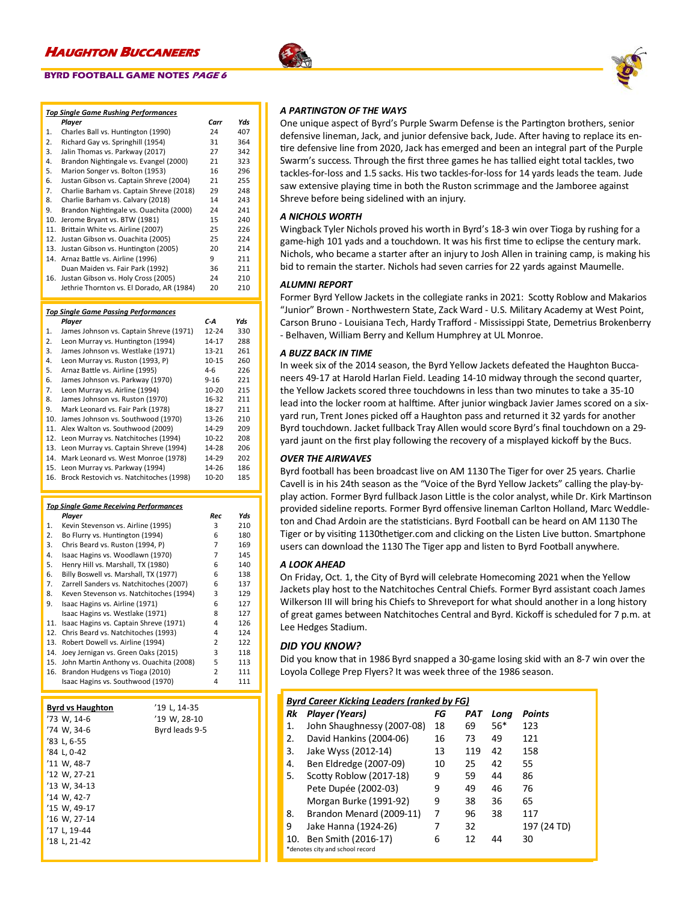### Top Single Game Rushing Performances

| | Player | Carr | Yds |
|---|---|---|---|
| 1. | Charles Ball vs. Huntington (1990) | 24 | 407 |
| 2. | Richard Gay vs. Springhill (1954) | 31 | 364 |
| 3. | Jalin Thomas vs. Parkway (2017) | 27 | 342 |
| 4. | Brandon Nightingale vs. Evangel (2000) | 21 | 323 |
| 5. | Marion Songer vs. Bolton (1953) | 16 | 296 |
| 6. | Justan Gibson vs. Captain Shreve (2004) | 21 | 255 |
| 7. | Charlie Barham vs. Captain Shreve (2018) | 29 | 248 |
| 8. | Charlie Barham vs. Calvary (2018) | 14 | 243 |
| 9. | Brandon Nightingale vs. Ouachita (2000) | 24 | 241 |
| 10. | Jerome Bryant vs. BTW (1981) | 15 | 240 |
| 11. | Brittain White vs. Airline (2007) | 25 | 226 |
| 12. | Justan Gibson vs. Ouachita (2005) | 25 | 224 |
| 13. | Justan Gibson vs. Huntington (2005) | 20 | 214 |
| 14. | Arnaz Battle vs. Airline (1996) | 9 | 211 |
| | Duan Maiden vs. Fair Park (1992) | 36 | 211 |
| 16. | Justan Gibson vs. Holy Cross (2005) | 24 | 210 |
| | Jethrie Thornton vs. El Dorado, AR (1984) | 20 | 210 |

### Top Single Game Passing Performances

| | Player | C-A | Yds |
|---|---|---|---|
| 1. | James Johnson vs. Captain Shreve (1971) | 12-24 | 330 |
| 2. | Leon Murray vs. Huntington (1994) | 14-17 | 288 |
| 3. | James Johnson vs. Westlake (1971) | 13-21 | 261 |
| 4. | Leon Murray vs. Ruston (1993, P) | 10-15 | 260 |
| 5. | Arnaz Battle vs. Airline (1995) | 4-6 | 226 |
| 6. | James Johnson vs. Parkway (1970) | 9-16 | 221 |
| 7. | Leon Murray vs. Airline (1994) | 10-20 | 215 |
| 8. | James Johnson vs. Ruston (1970) | 16-32 | 211 |
| 9. | Mark Leonard vs. Fair Park (1978) | 18-27 | 211 |
| 10. | James Johnson vs. Southwood (1970) | 13-26 | 210 |
| 11. | Alex Walton vs. Southwood (2009) | 14-29 | 209 |
| 12. | Leon Murray vs. Natchitoches (1994) | 10-22 | 208 |
| 13. | Leon Murray vs. Captain Shreve (1994) | 14-28 | 206 |
| 14. | Mark Leonard vs. West Monroe (1978) | 14-29 | 202 |
| 15. | Leon Murray vs. Parkway (1994) | 14-26 | 186 |
| 16. | Brock Restovich vs. Natchitoches (1998) | 10-20 | 185 |

### Top Single Game Receiving Performances

| | Player | Rec | Yds |
|---|---|---|---|
| 1. | Kevin Stevenson vs. Airline (1995) | 3 | 210 |
| 2. | Bo Flurry vs. Huntington (1994) | 6 | 180 |
| 3. | Chris Beard vs. Ruston (1994, P) | 7 | 169 |
| 4. | Isaac Hagins vs. Woodlawn (1970) | 7 | 145 |
| 5. | Henry Hill vs. Marshall, TX (1980) | 6 | 140 |
| 6. | Billy Boswell vs. Marshall, TX (1977) | 6 | 138 |
| 7. | Zarrell Sanders vs. Natchitoches (2007) | 6 | 137 |
| 8. | Keven Stevenson vs. Natchitoches (1994) | 3 | 129 |
| 9. | Isaac Hagins vs. Airline (1971) | 6 | 127 |
| | Isaac Hagins vs. Westlake (1971) | 8 | 127 |
| 11. | Isaac Hagins vs. Captain Shreve (1971) | 4 | 126 |
| 12. | Chris Beard vs. Natchitoches (1993) | 4 | 124 |
| 13. | Robert Dowell vs. Airline (1994) | 2 | 122 |
| 14. | Joey Jernigan vs. Green Oaks (2015) | 3 | 118 |
| 15. | John Martin Anthony vs. Ouachita (2008) | 5 | 113 |
| 16. | Brandon Hudgens vs Tioga (2010) | 2 | 111 |
| | Isaac Hagins vs. Southwood (1970) | 4 | 111 |

### Byrd vs Haughton

'73 W, 14-6
'74 W, 34-6
'83 L, 6-55
'84 L, 0-42
'11 W, 48-7
'12 W, 27-21
'13 W, 34-13
'14 W, 42-7
'15 W, 49-17
'16 W, 27-14
'17 L, 19-44
'18 L, 21-42
'19 L, 14-35
'19 W, 28-10
Byrd leads 9-5

### *A PARTINGTON OF THE WAYS*

One unique aspect of Byrd's Purple Swarm Defense is the Partington brothers, senior defensive lineman, Jack, and junior defensive back, Jude. After having to replace its entire defensive line from 2020, Jack has emerged and been an integral part of the Purple Swarm's success. Through the first three games he has tallied eight total tackles, two tackles-for-loss and 1.5 sacks. His two tackles-for-loss for 14 yards leads the team. Jude saw extensive playing time in both the Ruston scrimmage and the Jamboree against Shreve before being sidelined with an injury.

### *A NICHOLS WORTH*

Wingback Tyler Nichols proved his worth in Byrd's 18-3 win over Tioga by rushing for a game-high 101 yards and a touchdown. It was his first time to eclipse the century mark. Nichols, who became a starter after an injury to Josh Allen in training camp, is making his bid to remain the starter. Nichols had seven carries for 22 yards against Maumelle.

### *ALUMNI REPORT*

Former Byrd Yellow Jackets in the collegiate ranks in 2021: Scotty Roblow and Makarios "Junior" Brown - Northwestern State, Zack Ward - U.S. Military Academy at West Point, Carson Bruno - Louisiana Tech, Hardy Trafford - Mississippi State, Demetrius Brokenberry - Belhaven, William Berry and Kellum Humphrey at UL Monroe.

### *A BUZZ BACK IN TIME*

In week six of the 2014 season, the Byrd Yellow Jackets defeated the Haughton Buccaneers 49-17 at Harold Harlan Field. Leading 14-10 midway through the second quarter, the Yellow Jackets scored three touchdowns in less than two minutes to take a 35-10 lead into the locker room at halftime. After junior wingback Javier James scored on a six-yard run, Trent Jones picked off a Haughton pass and returned it 32 yards for another Byrd touchdown. Jacket fullback Tray Allen would score Byrd's final touchdown on a 29-yard jaunt on the first play following the recovery of a misplayed kickoff by the Bucs.

### *OVER THE AIRWAVES*

Byrd football has been broadcast live on AM 1130 The Tiger for over 25 years. Charlie Cavell is in his 24th season as the "Voice of the Byrd Yellow Jackets" calling the play-by-play action. Former Byrd fullback Jason Little is the color analyst, while Dr. Kirk Martinson provided sideline reports. Former Byrd offensive lineman Carlton Holland, Marc Weddleton and Chad Ardoin are the statisticians. Byrd Football can be heard on AM 1130 The Tiger or by visiting 1130thetiger.com and clicking on the Listen Live button. Smartphone users can download the 1130 The Tiger app and listen to Byrd Football anywhere.

### *A LOOK AHEAD*

On Friday, Oct. 1, the City of Byrd will celebrate Homecoming 2021 when the Yellow Jackets play host to the Natchitoches Central Chiefs. Former Byrd assistant coach James Wilkerson III will bring his Chiefs to Shreveport for what should another in a long history of great games between Natchitoches Central and Byrd. Kickoff is scheduled for 7 p.m. at Lee Hedges Stadium.

### *DID YOU KNOW?*

Did you know that in 1986 Byrd snapped a 30-game losing skid with an 8-7 win over the Loyola College Prep Flyers? It was week three of the 1986 season.

### Byrd Career Kicking Leaders (ranked by FG)

| Rk | Player (Years) | FG | PAT | Long | Points |
|---|---|---|---|---|---|
| 1. | John Shaughnessy (2007-08) | 18 | 69 | 56* | 123 |
| 2. | David Hankins (2004-06) | 16 | 73 | 49 | 121 |
| 3. | Jake Wyss (2012-14) | 13 | 119 | 42 | 158 |
| 4. | Ben Eldredge (2007-09) | 10 | 25 | 42 | 55 |
| 5. | Scotty Roblow (2017-18) | 9 | 59 | 44 | 86 |
| | Pete Dupée (2002-03) | 9 | 49 | 46 | 76 |
| | Morgan Burke (1991-92) | 9 | 38 | 36 | 65 |
| 8. | Brandon Menard (2009-11) | 7 | 96 | 38 | 117 |
| 9 | Jake Hanna (1924-26) | 7 | 32 | | 197 (24 TD) |
| 10. | Ben Smith (2016-17) | 6 | 12 | 44 | 30 |

*denotes city and school record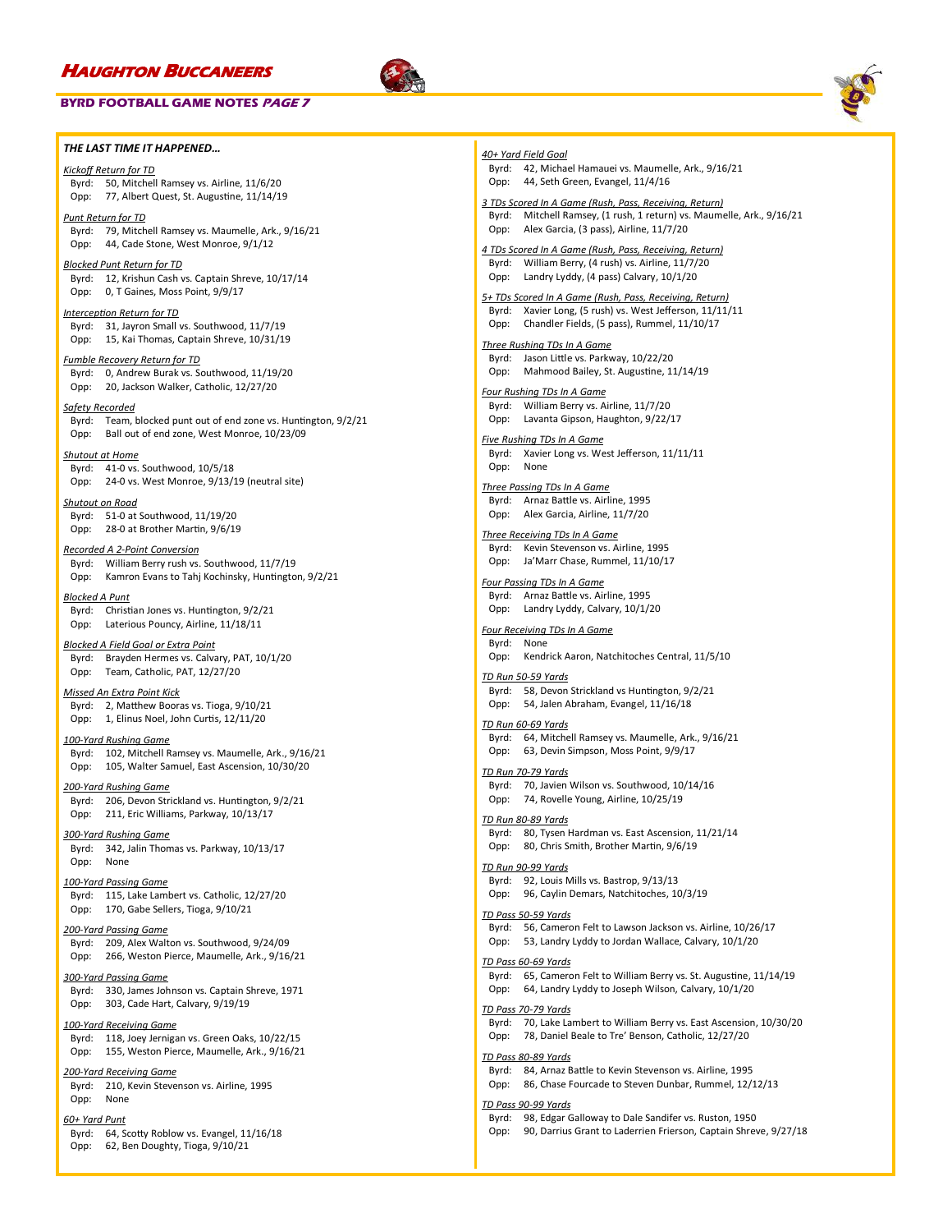## THE LAST TIME IT HAPPENED…

*Kickoff Return for TD*
Byrd: 50, Mitchell Ramsey vs. Airline, 11/6/20
Opp: 77, Albert Quest, St. Augustine, 11/14/19

*Punt Return for TD*
Byrd: 79, Mitchell Ramsey vs. Maumelle, Ark., 9/16/21
Opp: 44, Cade Stone, West Monroe, 9/1/12

*Blocked Punt Return for TD*
Byrd: 12, Krishun Cash vs. Captain Shreve, 10/17/14
Opp: 0, T Gaines, Moss Point, 9/9/17

*Interception Return for TD*
Byrd: 31, Jayron Small vs. Southwood, 11/7/19
Opp: 15, Kai Thomas, Captain Shreve, 10/31/19

*Fumble Recovery Return for TD*
Byrd: 0, Andrew Burak vs. Southwood, 11/19/20
Opp: 20, Jackson Walker, Catholic, 12/27/20

*Safety Recorded*
Byrd: Team, blocked punt out of end zone vs. Huntington, 9/2/21
Opp: Ball out of end zone, West Monroe, 10/23/09

*Shutout at Home*
Byrd: 41-0 vs. Southwood, 10/5/18
Opp: 24-0 vs. West Monroe, 9/13/19 (neutral site)

*Shutout on Road*
Byrd: 51-0 at Southwood, 11/19/20
Opp: 28-0 at Brother Martin, 9/6/19

*Recorded A 2-Point Conversion*
Byrd: William Berry rush vs. Southwood, 11/7/19
Opp: Kamron Evans to Tahj Kochinsky, Huntington, 9/2/21

*Blocked A Punt*
Byrd: Christian Jones vs. Huntington, 9/2/21
Opp: Laterious Pouncy, Airline, 11/18/11

*Blocked A Field Goal or Extra Point*
Byrd: Brayden Hermes vs. Calvary, PAT, 10/1/20
Opp: Team, Catholic, PAT, 12/27/20

*Missed An Extra Point Kick*
Byrd: 2, Matthew Booras vs. Tioga, 9/10/21
Opp: 1, Elinus Noel, John Curtis, 12/11/20

*100-Yard Rushing Game*
Byrd: 102, Mitchell Ramsey vs. Maumelle, Ark., 9/16/21
Opp: 105, Walter Samuel, East Ascension, 10/30/20

*200-Yard Rushing Game*
Byrd: 206, Devon Strickland vs. Huntington, 9/2/21
Opp: 211, Eric Williams, Parkway, 10/13/17

*300-Yard Rushing Game*
Byrd: 342, Jalin Thomas vs. Parkway, 10/13/17
Opp: None

*100-Yard Passing Game*
Byrd: 115, Lake Lambert vs. Catholic, 12/27/20
Opp: 170, Gabe Sellers, Tioga, 9/10/21

*200-Yard Passing Game*
Byrd: 209, Alex Walton vs. Southwood, 9/24/09
Opp: 266, Weston Pierce, Maumelle, Ark., 9/16/21

*300-Yard Passing Game*
Byrd: 330, James Johnson vs. Captain Shreve, 1971
Opp: 303, Cade Hart, Calvary, 9/19/19

*100-Yard Receiving Game*
Byrd: 118, Joey Jernigan vs. Green Oaks, 10/22/15
Opp: 155, Weston Pierce, Maumelle, Ark., 9/16/21

*200-Yard Receiving Game*
Byrd: 210, Kevin Stevenson vs. Airline, 1995
Opp: None

*60+ Yard Punt*
Byrd: 64, Scotty Roblow vs. Evangel, 11/16/18
Opp: 62, Ben Doughty, Tioga, 9/10/21

*40+ Yard Field Goal*
Byrd: 42, Michael Hamauei vs. Maumelle, Ark., 9/16/21
Opp: 44, Seth Green, Evangel, 11/4/16

*3 TDs Scored In A Game (Rush, Pass, Receiving, Return)*
Byrd: Mitchell Ramsey, (1 rush, 1 return) vs. Maumelle, Ark., 9/16/21
Opp: Alex Garcia, (3 pass), Airline, 11/7/20

*4 TDs Scored In A Game (Rush, Pass, Receiving, Return)*
Byrd: William Berry, (4 rush) vs. Airline, 11/7/20
Opp: Landry Lyddy, (4 pass) Calvary, 10/1/20

*5+ TDs Scored In A Game (Rush, Pass, Receiving, Return)*
Byrd: Xavier Long, (5 rush) vs. West Jefferson, 11/11/11
Opp: Chandler Fields, (5 pass), Rummel, 11/10/17

*Three Rushing TDs In A Game*
Byrd: Jason Little vs. Parkway, 10/22/20
Opp: Mahmood Bailey, St. Augustine, 11/14/19

*Four Rushing TDs In A Game*
Byrd: William Berry vs. Airline, 11/7/20
Opp: Lavanta Gipson, Haughton, 9/22/17

*Five Rushing TDs In A Game*
Byrd: Xavier Long vs. West Jefferson, 11/11/11
Opp: None

*Three Passing TDs In A Game*
Byrd: Arnaz Battle vs. Airline, 1995
Opp: Alex Garcia, Airline, 11/7/20

*Three Receiving TDs In A Game*
Byrd: Kevin Stevenson vs. Airline, 1995
Opp: Ja'Marr Chase, Rummel, 11/10/17

*Four Passing TDs In A Game*
Byrd: Arnaz Battle vs. Airline, 1995
Opp: Landry Lyddy, Calvary, 10/1/20

*Four Receiving TDs In A Game*
Byrd: None
Opp: Kendrick Aaron, Natchitoches Central, 11/5/10

*TD Run 50-59 Yards*
Byrd: 58, Devon Strickland vs Huntington, 9/2/21
Opp: 54, Jalen Abraham, Evangel, 11/16/18

*TD Run 60-69 Yards*
Byrd: 64, Mitchell Ramsey vs. Maumelle, Ark., 9/16/21
Opp: 63, Devin Simpson, Moss Point, 9/9/17

*TD Run 70-79 Yards*
Byrd: 70, Javien Wilson vs. Southwood, 10/14/16
Opp: 74, Rovelle Young, Airline, 10/25/19

*TD Run 80-89 Yards*
Byrd: 80, Tysen Hardman vs. East Ascension, 11/21/14
Opp: 80, Chris Smith, Brother Martin, 9/6/19

*TD Run 90-99 Yards*
Byrd: 92, Louis Mills vs. Bastrop, 9/13/13
Opp: 96, Caylin Demars, Natchitoches, 10/3/19

*TD Pass 50-59 Yards*
Byrd: 56, Cameron Felt to Lawson Jackson vs. Airline, 10/26/17
Opp: 53, Landry Lyddy to Jordan Wallace, Calvary, 10/1/20

*TD Pass 60-69 Yards*
Byrd: 65, Cameron Felt to William Berry vs. St. Augustine, 11/14/19
Opp: 64, Landry Lyddy to Joseph Wilson, Calvary, 10/1/20

*TD Pass 70-79 Yards*
Byrd: 70, Lake Lambert to William Berry vs. East Ascension, 10/30/20
Opp: 78, Daniel Beale to Tre' Benson, Catholic, 12/27/20

*TD Pass 80-89 Yards*
Byrd: 84, Arnaz Battle to Kevin Stevenson vs. Airline, 1995
Opp: 86, Chase Fourcade to Steven Dunbar, Rummel, 12/12/13

*TD Pass 90-99 Yards*
Byrd: 98, Edgar Galloway to Dale Sandifer vs. Ruston, 1950
Opp: 90, Darrius Grant to Laderrien Frierson, Captain Shreve, 9/27/18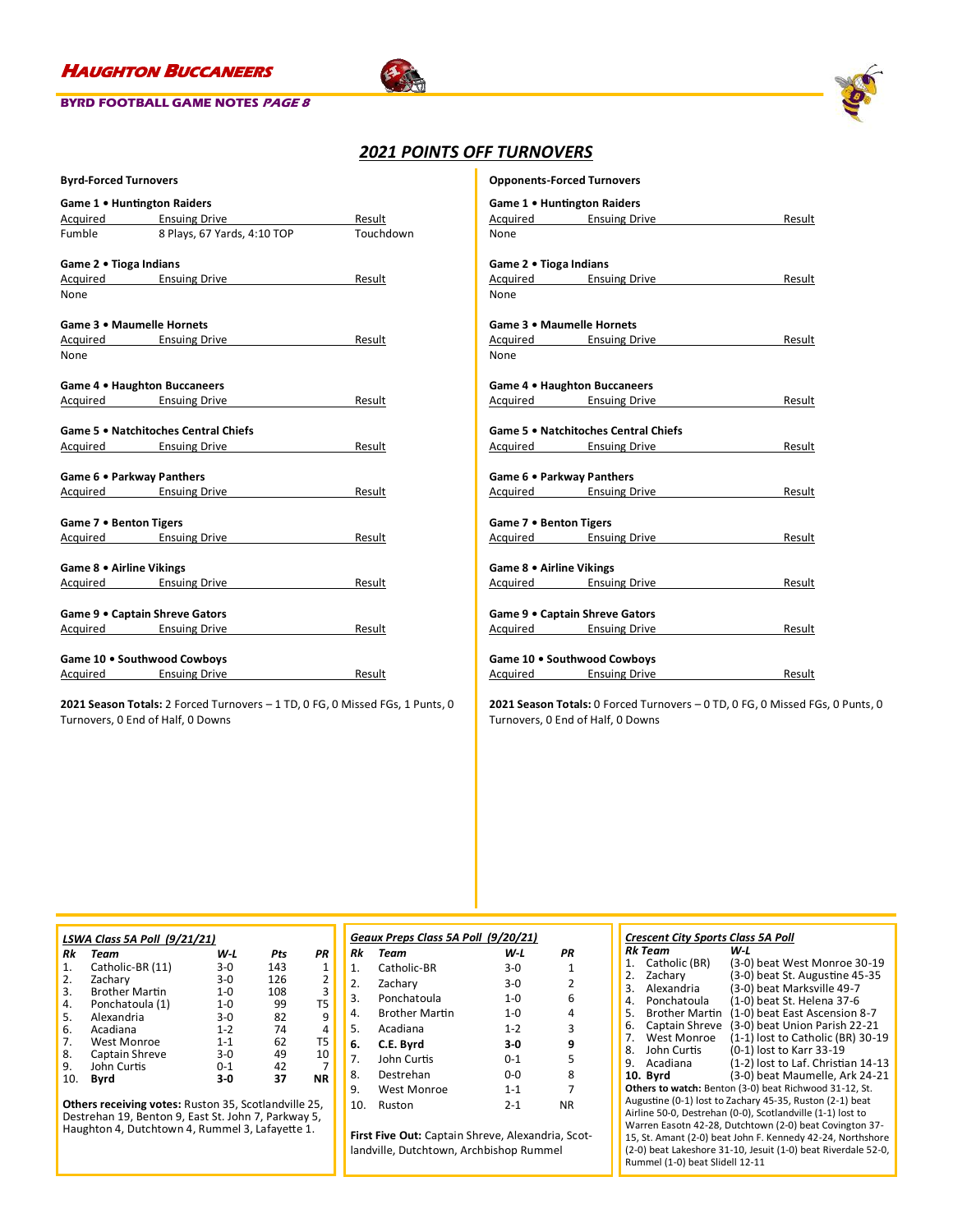## 2021 POINTS OFF TURNOVERS

### Byrd-Forced Turnovers

**Game 1 • Huntington Raiders**

| Acquired | Ensuing Drive | Result |
|---|---|---|
| Fumble | 8 Plays, 67 Yards, 4:10 TOP | Touchdown |

**Game 2 • Tioga Indians**

| Acquired | Ensuing Drive | Result |
|---|---|---|
| None | | |

**Game 3 • Maumelle Hornets**

| Acquired | Ensuing Drive | Result |
|---|---|---|
| None | | |

**Game 4 • Haughton Buccaneers**

| Acquired | Ensuing Drive | Result |
|---|---|---|

**Game 5 • Natchitoches Central Chiefs**

| Acquired | Ensuing Drive | Result |
|---|---|---|

**Game 6 • Parkway Panthers**

| Acquired | Ensuing Drive | Result |
|---|---|---|

**Game 7 • Benton Tigers**

| Acquired | Ensuing Drive | Result |
|---|---|---|

**Game 8 • Airline Vikings**

| Acquired | Ensuing Drive | Result |
|---|---|---|

**Game 9 • Captain Shreve Gators**

| Acquired | Ensuing Drive | Result |
|---|---|---|

**Game 10 • Southwood Cowboys**

| Acquired | Ensuing Drive | Result |
|---|---|---|

**2021 Season Totals:** 2 Forced Turnovers – 1 TD, 0 FG, 0 Missed FGs, 1 Punts, 0 Turnovers, 0 End of Half, 0 Downs

### Opponents-Forced Turnovers

**Game 1 • Huntington Raiders**

| Acquired | Ensuing Drive | Result |
|---|---|---|
| None | | |

**Game 2 • Tioga Indians**

| Acquired | Ensuing Drive | Result |
|---|---|---|
| None | | |

**Game 3 • Maumelle Hornets**

| Acquired | Ensuing Drive | Result |
|---|---|---|
| None | | |

**Game 4 • Haughton Buccaneers**

| Acquired | Ensuing Drive | Result |
|---|---|---|

**Game 5 • Natchitoches Central Chiefs**

| Acquired | Ensuing Drive | Result |
|---|---|---|

**Game 6 • Parkway Panthers**

| Acquired | Ensuing Drive | Result |
|---|---|---|

**Game 7 • Benton Tigers**

| Acquired | Ensuing Drive | Result |
|---|---|---|

**Game 8 • Airline Vikings**

| Acquired | Ensuing Drive | Result |
|---|---|---|

**Game 9 • Captain Shreve Gators**

| Acquired | Ensuing Drive | Result |
|---|---|---|

**Game 10 • Southwood Cowboys**

| Acquired | Ensuing Drive | Result |
|---|---|---|

**2021 Season Totals:** 0 Forced Turnovers – 0 TD, 0 FG, 0 Missed FGs, 0 Punts, 0 Turnovers, 0 End of Half, 0 Downs

### *LSWA Class 5A Poll (9/21/21)*

| Rk | Team | W-L | Pts | PR |
|---|---|---|---|---|
| 1. | Catholic-BR (11) | 3-0 | 143 | 1 |
| 2. | Zachary | 3-0 | 126 | 2 |
| 3. | Brother Martin | 1-0 | 108 | 3 |
| 4. | Ponchatoula (1) | 1-0 | 99 | T5 |
| 5. | Alexandria | 3-0 | 82 | 9 |
| 6. | Acadiana | 1-2 | 74 | 4 |
| 7. | West Monroe | 1-1 | 62 | T5 |
| 8. | Captain Shreve | 3-0 | 49 | 10 |
| 9. | John Curtis | 0-1 | 42 | 7 |
| 10. | **Byrd** | **3-0** | **37** | **NR** |

**Others receiving votes:** Ruston 35, Scotlandville 25, Destrehan 19, Benton 9, East St. John 7, Parkway 5, Haughton 4, Dutchtown 4, Rummel 3, Lafayette 1.

### *Geaux Preps Class 5A Poll (9/20/21)*

| Rk | Team | W-L | PR |
|---|---|---|---|
| 1. | Catholic-BR | 3-0 | 1 |
| 2. | Zachary | 3-0 | 2 |
| 3. | Ponchatoula | 1-0 | 6 |
| 4. | Brother Martin | 1-0 | 4 |
| 5. | Acadiana | 1-2 | 3 |
| **6.** | **C.E. Byrd** | **3-0** | **9** |
| 7. | John Curtis | 0-1 | 5 |
| 8. | Destrehan | 0-0 | 8 |
| 9. | West Monroe | 1-1 | 7 |
| 10. | Ruston | 2-1 | NR |

**First Five Out:** Captain Shreve, Alexandria, Scotlandville, Dutchtown, Archbishop Rummel

### *Crescent City Sports Class 5A Poll*

| Rk | Team | W-L |
|---|---|---|
| 1. | Catholic (BR) | (3-0) beat West Monroe 30-19 |
| 2. | Zachary | (3-0) beat St. Augustine 45-35 |
| 3. | Alexandria | (3-0) beat Marksville 49-7 |
| 4. | Ponchatoula | (1-0) beat St. Helena 37-6 |
| 5. | Brother Martin | (1-0) beat East Ascension 8-7 |
| 6. | Captain Shreve | (3-0) beat Union Parish 22-21 |
| 7. | West Monroe | (1-1) lost to Catholic (BR) 30-19 |
| 8. | John Curtis | (0-1) lost to Karr 33-19 |
| 9. | Acadiana | (1-2) lost to Laf. Christian 14-13 |
| **10.** | **Byrd** | (3-0) beat Maumelle, Ark 24-21 |

**Others to watch:** Benton (3-0) beat Richwood 31-12, St. Augustine (0-1) lost to Zachary 45-35, Ruston (2-1) beat Airline 50-0, Destrehan (0-0), Scotlandville (1-1) lost to Warren Easotn 42-28, Dutchtown (2-0) beat Covington 37-15, St. Amant (2-0) beat John F. Kennedy 42-24, Northshore (2-0) beat Lakeshore 31-10, Jesuit (1-0) beat Riverdale 52-0, Rummel (1-0) beat Slidell 12-11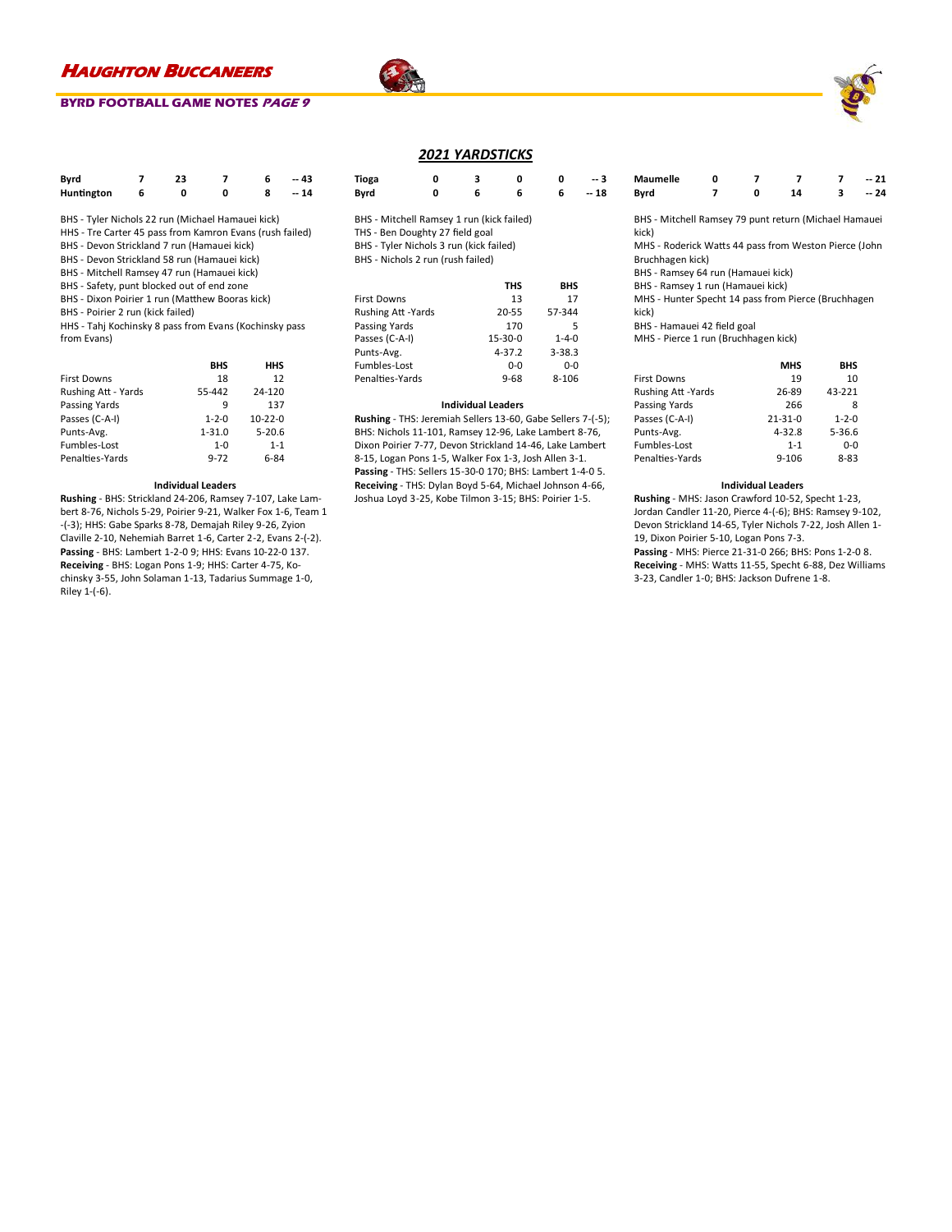## 2021 YARDSTICKS

| | | | | | |
|---|---|---|---|---|---|
| Byrd | 7 | 23 | 7 | 6 | -- 43 |
| Huntington | 6 | 0 | 0 | 8 | -- 14 |

BHS - Tyler Nichols 22 run (Michael Hamauei kick)
HHS - Tre Carter 45 pass from Kamron Evans (rush failed)
BHS - Devon Strickland 7 run (Hamauei kick)
BHS - Devon Strickland 58 run (Hamauei kick)
BHS - Mitchell Ramsey 47 run (Hamauei kick)
BHS - Safety, punt blocked out of end zone
BHS - Dixon Poirier 1 run (Matthew Booras kick)
BHS - Poirier 2 run (kick failed)
HHS - Tahj Kochinsky 8 pass from Evans (Kochinsky pass from Evans)

| | BHS | HHS |
|---|---|---|
| First Downs | 18 | 12 |
| Rushing Att - Yards | 55-442 | 24-120 |
| Passing Yards | 9 | 137 |
| Passes (C-A-I) | 1-2-0 | 10-22-0 |
| Punts-Avg. | 1-31.0 | 5-20.6 |
| Fumbles-Lost | 1-0 | 1-1 |
| Penalties-Yards | 9-72 | 6-84 |

**Individual Leaders**

**Rushing** - BHS: Strickland 24-206, Ramsey 7-107, Lake Lambert 8-76, Nichols 5-29, Poirier 9-21, Walker Fox 1-6, Team 1-(-3); HHS: Gabe Sparks 8-78, Demajah Riley 9-26, Zyion Claville 2-10, Nehemiah Barret 1-6, Carter 2-2, Evans 2-(-2).
**Passing** - BHS: Lambert 1-2-0 9; HHS: Evans 10-22-0 137.
**Receiving** - BHS: Logan Pons 1-9; HHS: Carter 4-75, Kochinsky 3-55, John Solaman 1-13, Tadarius Summage 1-0, Riley 1-(-6).

| | | | | | |
|---|---|---|---|---|---|
| Tioga | 0 | 3 | 0 | 0 | -- 3 |
| Byrd | 0 | 6 | 6 | 6 | -- 18 |

BHS - Mitchell Ramsey 1 run (kick failed)
THS - Ben Doughty 27 field goal
BHS - Tyler Nichols 3 run (kick failed)
BHS - Nichols 2 run (rush failed)

| | THS | BHS |
|---|---|---|
| First Downs | 13 | 17 |
| Rushing Att -Yards | 20-55 | 57-344 |
| Passing Yards | 170 | 5 |
| Passes (C-A-I) | 15-30-0 | 1-4-0 |
| Punts-Avg. | 4-37.2 | 3-38.3 |
| Fumbles-Lost | 0-0 | 0-0 |
| Penalties-Yards | 9-68 | 8-106 |

**Individual Leaders**

**Rushing** - THS: Jeremiah Sellers 13-60, Gabe Sellers 7-(-5); BHS: Nichols 11-101, Ramsey 12-96, Lake Lambert 8-76, Dixon Poirier 7-77, Devon Strickland 14-46, Lake Lambert 8-15, Logan Pons 1-5, Walker Fox 1-3, Josh Allen 3-1.
**Passing** - THS: Sellers 15-30-0 170; BHS: Lambert 1-4-0 5.
**Receiving** - THS: Dylan Boyd 5-64, Michael Johnson 4-66, Joshua Loyd 3-25, Kobe Tilmon 3-15; BHS: Poirier 1-5.

| | | | | | |
|---|---|---|---|---|---|
| Maumelle | 0 | 7 | 7 | 7 | -- 21 |
| Byrd | 7 | 0 | 14 | 3 | -- 24 |

BHS - Mitchell Ramsey 79 punt return (Michael Hamauei kick)
MHS - Roderick Watts 44 pass from Weston Pierce (John Bruchhagen kick)
BHS - Ramsey 64 run (Hamauei kick)
BHS - Ramsey 1 run (Hamauei kick)
MHS - Hunter Specht 14 pass from Pierce (Bruchhagen kick)
BHS - Hamauei 42 field goal
MHS - Pierce 1 run (Bruchhagen kick)

| | MHS | BHS |
|---|---|---|
| First Downs | 19 | 10 |
| Rushing Att -Yards | 26-89 | 43-221 |
| Passing Yards | 266 | 8 |
| Passes (C-A-I) | 21-31-0 | 1-2-0 |
| Punts-Avg. | 4-32.8 | 5-36.6 |
| Fumbles-Lost | 1-1 | 0-0 |
| Penalties-Yards | 9-106 | 8-83 |

**Individual Leaders**

**Rushing** - MHS: Jason Crawford 10-52, Specht 1-23, Jordan Candler 11-20, Pierce 4-(-6); BHS: Ramsey 9-102, Devon Strickland 14-65, Tyler Nichols 7-22, Josh Allen 1-19, Dixon Poirier 5-10, Logan Pons 7-3.
**Passing** - MHS: Pierce 21-31-0 266; BHS: Pons 1-2-0 8.
**Receiving** - MHS: Watts 11-55, Specht 6-88, Dez Williams 3-23, Candler 1-0; BHS: Jackson Dufrene 1-8.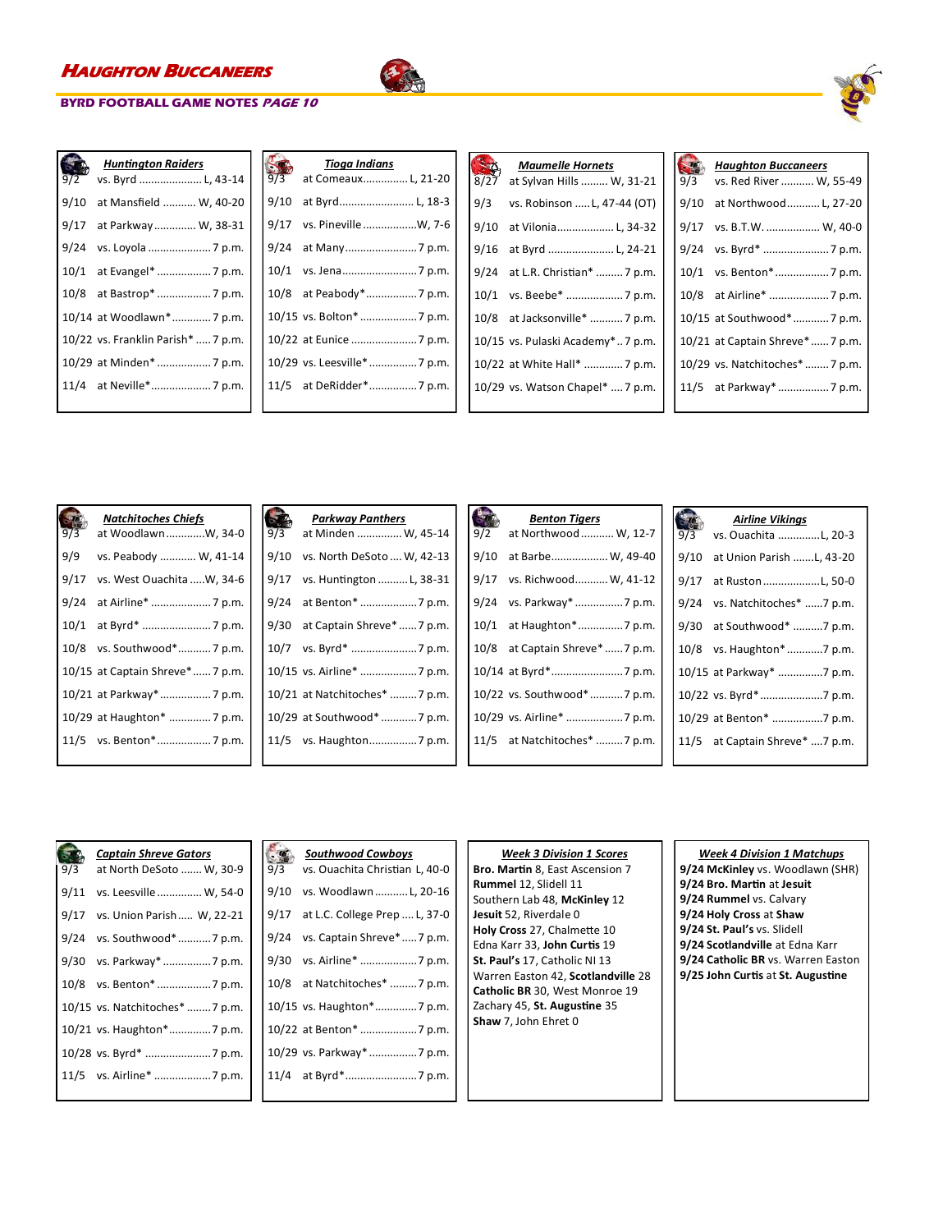## Haughton Buccaneers

**BYRD FOOTBALL GAME NOTES** ***PAGE 10***

### Huntington Raiders

| Date | Game | Result/Time |
|---|---|---|
| 9/2 | vs. Byrd | L, 43-14 |
| 9/10 | at Mansfield | W, 40-20 |
| 9/17 | at Parkway | W, 38-31 |
| 9/24 | vs. Loyola | 7 p.m. |
| 10/1 | at Evangel* | 7 p.m. |
| 10/8 | at Bastrop* | 7 p.m. |
| 10/14 | at Woodlawn* | 7 p.m. |
| 10/22 | vs. Franklin Parish* | 7 p.m. |
| 10/29 | at Minden* | 7 p.m. |
| 11/4 | at Neville* | 7 p.m. |

### Tioga Indians

| Date | Game | Result/Time |
|---|---|---|
| 9/3 | at Comeaux | L, 21-20 |
| 9/10 | at Byrd | L, 18-3 |
| 9/17 | vs. Pineville | W, 7-6 |
| 9/24 | at Many | 7 p.m. |
| 10/1 | vs. Jena | 7 p.m. |
| 10/8 | at Peabody* | 7 p.m. |
| 10/15 | vs. Bolton* | 7 p.m. |
| 10/22 | at Eunice | 7 p.m. |
| 10/29 | vs. Leesville* | 7 p.m. |
| 11/5 | at DeRidder* | 7 p.m. |

### Maumelle Hornets

| Date | Game | Result/Time |
|---|---|---|
| 8/27 | at Sylvan Hills | W, 31-21 |
| 9/3 | vs. Robinson | L, 47-44 (OT) |
| 9/10 | at Vilonia | L, 34-32 |
| 9/16 | at Byrd | L, 24-21 |
| 9/24 | at L.R. Christian* | 7 p.m. |
| 10/1 | vs. Beebe* | 7 p.m. |
| 10/8 | at Jacksonville* | 7 p.m. |
| 10/15 | vs. Pulaski Academy* | 7 p.m. |
| 10/22 | at White Hall* | 7 p.m. |
| 10/29 | vs. Watson Chapel* | 7 p.m. |

### Haughton Buccaneers

| Date | Game | Result/Time |
|---|---|---|
| 9/3 | vs. Red River | W, 55-49 |
| 9/10 | at Northwood | L, 27-20 |
| 9/17 | vs. B.T.W. | W, 40-0 |
| 9/24 | vs. Byrd* | 7 p.m. |
| 10/1 | vs. Benton* | 7 p.m. |
| 10/8 | at Airline* | 7 p.m. |
| 10/15 | at Southwood* | 7 p.m. |
| 10/21 | at Captain Shreve* | 7 p.m. |
| 10/29 | vs. Natchitoches* | 7 p.m. |
| 11/5 | at Parkway* | 7 p.m. |

### Natchitoches Chiefs

| Date | Game | Result/Time |
|---|---|---|
| 9/3 | at Woodlawn | W, 34-0 |
| 9/9 | vs. Peabody | W, 41-14 |
| 9/17 | vs. West Ouachita | W, 34-6 |
| 9/24 | at Airline* | 7 p.m. |
| 10/1 | at Byrd* | 7 p.m. |
| 10/8 | vs. Southwood* | 7 p.m. |
| 10/15 | at Captain Shreve* | 7 p.m. |
| 10/21 | at Parkway* | 7 p.m. |
| 10/29 | at Haughton* | 7 p.m. |
| 11/5 | vs. Benton* | 7 p.m. |

### Parkway Panthers

| Date | Game | Result/Time |
|---|---|---|
| 9/3 | at Minden | W, 45-14 |
| 9/10 | vs. North DeSoto | W, 42-13 |
| 9/17 | vs. Huntington | L, 38-31 |
| 9/24 | at Benton* | 7 p.m. |
| 9/30 | at Captain Shreve* | 7 p.m. |
| 10/7 | vs. Byrd* | 7 p.m. |
| 10/15 | vs. Airline* | 7 p.m. |
| 10/21 | at Natchitoches* | 7 p.m. |
| 10/29 | at Southwood* | 7 p.m. |
| 11/5 | vs. Haughton | 7 p.m. |

### Benton Tigers

| Date | Game | Result/Time |
|---|---|---|
| 9/2 | at Northwood | W, 12-7 |
| 9/10 | at Barbe | W, 49-40 |
| 9/17 | vs. Richwood | W, 41-12 |
| 9/24 | vs. Parkway* | 7 p.m. |
| 10/1 | at Haughton* | 7 p.m. |
| 10/8 | at Captain Shreve* | 7 p.m. |
| 10/14 | at Byrd* | 7 p.m. |
| 10/22 | vs. Southwood* | 7 p.m. |
| 10/29 | vs. Airline* | 7 p.m. |
| 11/5 | at Natchitoches* | 7 p.m. |

### Airline Vikings

| Date | Game | Result/Time |
|---|---|---|
| 9/3 | vs. Ouachita | L, 20-3 |
| 9/10 | at Union Parish | L, 43-20 |
| 9/17 | at Ruston | L, 50-0 |
| 9/24 | vs. Natchitoches* | 7 p.m. |
| 9/30 | at Southwood* | 7 p.m. |
| 10/8 | vs. Haughton* | 7 p.m. |
| 10/15 | at Parkway* | 7 p.m. |
| 10/22 | vs. Byrd* | 7 p.m. |
| 10/29 | at Benton* | 7 p.m. |
| 11/5 | at Captain Shreve* | 7 p.m. |

### Captain Shreve Gators

| Date | Game | Result/Time |
|---|---|---|
| 9/3 | at North DeSoto | W, 30-9 |
| 9/11 | vs. Leesville | W, 54-0 |
| 9/17 | vs. Union Parish | W, 22-21 |
| 9/24 | vs. Southwood* | 7 p.m. |
| 9/30 | vs. Parkway* | 7 p.m. |
| 10/8 | vs. Benton* | 7 p.m. |
| 10/15 | vs. Natchitoches* | 7 p.m. |
| 10/21 | vs. Haughton* | 7 p.m. |
| 10/28 | vs. Byrd* | 7 p.m. |
| 11/5 | vs. Airline* | 7 p.m. |

### Southwood Cowboys

| Date | Game | Result/Time |
|---|---|---|
| 9/3 | vs. Ouachita Christian | L, 40-0 |
| 9/10 | vs. Woodlawn | L, 20-16 |
| 9/17 | at L.C. College Prep | L, 37-0 |
| 9/24 | vs. Captain Shreve* | 7 p.m. |
| 9/30 | vs. Airline* | 7 p.m. |
| 10/8 | at Natchitoches* | 7 p.m. |
| 10/15 | vs. Haughton* | 7 p.m. |
| 10/22 | at Benton* | 7 p.m. |
| 10/29 | vs. Parkway* | 7 p.m. |
| 11/4 | at Byrd* | 7 p.m. |

### Week 3 Division 1 Scores

**Bro. Martin** 8, East Ascension 7
Rummel 12, Slidell 11
Southern Lab 48, **McKinley** 12
**Jesuit** 52, Riverdale 0
**Holy Cross** 27, Chalmette 10
Edna Karr 33, **John Curtis** 19
**St. Paul's** 17, Catholic NI 13
Warren Easton 42, **Scotlandville** 28
**Catholic BR** 30, West Monroe 19
Zachary 45, **St. Augustine** 35
**Shaw** 7, John Ehret 0

### Week 4 Division 1 Matchups

**9/24 McKinley** vs. Woodlawn (SHR)
**9/24 Bro. Martin** at **Jesuit**
**9/24 Rummel** vs. Calvary
**9/24 Holy Cross** at **Shaw**
**9/24 St. Paul's** vs. Slidell
**9/24 Scotlandville** at Edna Karr
**9/24 Catholic BR** vs. Warren Easton
**9/25 John Curtis** at **St. Augustine**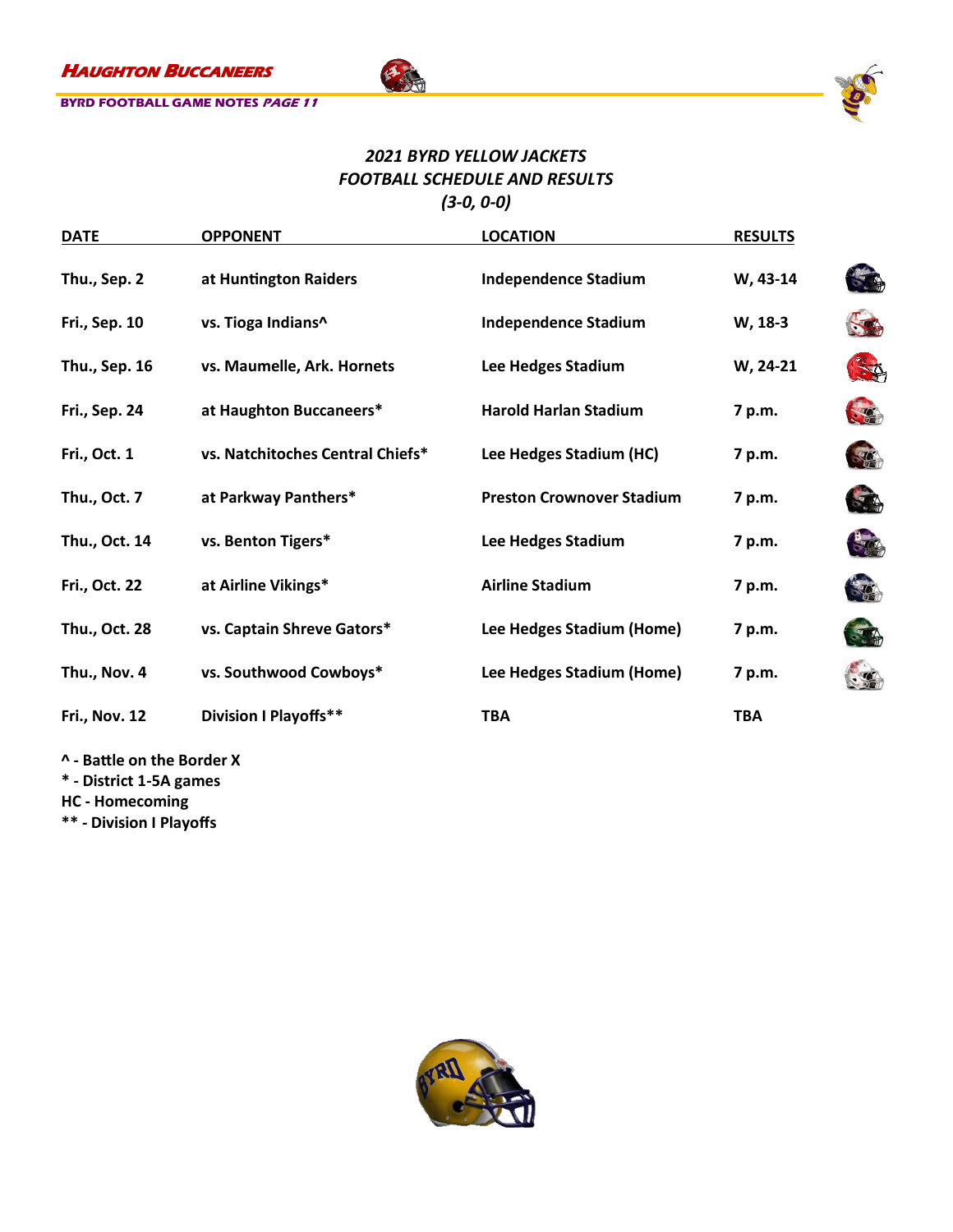## *2021 BYRD YELLOW JACKETS*
## *FOOTBALL SCHEDULE AND RESULTS*
## *(3-0, 0-0)*

| DATE | OPPONENT | LOCATION | RESULTS |
|---|---|---|---|
| Thu., Sep. 2 | at Huntington Raiders | Independence Stadium | W, 43-14 |
| Fri., Sep. 10 | vs. Tioga Indians^ | Independence Stadium | W, 18-3 |
| Thu., Sep. 16 | vs. Maumelle, Ark. Hornets | Lee Hedges Stadium | W, 24-21 |
| Fri., Sep. 24 | at Haughton Buccaneers* | Harold Harlan Stadium | 7 p.m. |
| Fri., Oct. 1 | vs. Natchitoches Central Chiefs* | Lee Hedges Stadium (HC) | 7 p.m. |
| Thu., Oct. 7 | at Parkway Panthers* | Preston Crownover Stadium | 7 p.m. |
| Thu., Oct. 14 | vs. Benton Tigers* | Lee Hedges Stadium | 7 p.m. |
| Fri., Oct. 22 | at Airline Vikings* | Airline Stadium | 7 p.m. |
| Thu., Oct. 28 | vs. Captain Shreve Gators* | Lee Hedges Stadium (Home) | 7 p.m. |
| Thu., Nov. 4 | vs. Southwood Cowboys* | Lee Hedges Stadium (Home) | 7 p.m. |
| Fri., Nov. 12 | Division I Playoffs** | TBA | TBA |

**^ - Battle on the Border X**
**\* - District 1-5A games**
**HC - Homecoming**
**\*\* - Division I Playoffs**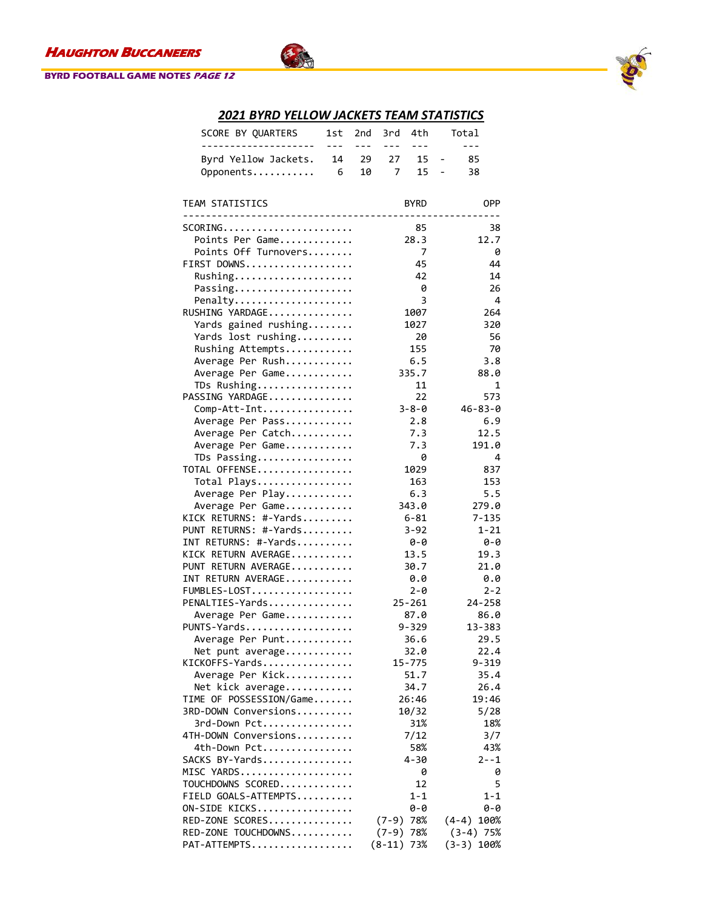## 2021 BYRD YELLOW JACKETS TEAM STATISTICS

| SCORE BY QUARTERS | 1st | 2nd | 3rd | 4th | Total |
|---|---|---|---|---|---|
| Byrd Yellow Jackets | 14 | 29 | 27 | 15 | 85 |
| Opponents | 6 | 10 | 7 | 15 | 38 |

| TEAM STATISTICS | BYRD | OPP |
|---|---|---|
| SCORING | 85 | 38 |
| Points Per Game | 28.3 | 12.7 |
| Points Off Turnovers | 7 | 0 |
| FIRST DOWNS | 45 | 44 |
| Rushing | 42 | 14 |
| Passing | 0 | 26 |
| Penalty | 3 | 4 |
| RUSHING YARDAGE | 1007 | 264 |
| Yards gained rushing | 1027 | 320 |
| Yards lost rushing | 20 | 56 |
| Rushing Attempts | 155 | 70 |
| Average Per Rush | 6.5 | 3.8 |
| Average Per Game | 335.7 | 88.0 |
| TDs Rushing | 11 | 1 |
| PASSING YARDAGE | 22 | 573 |
| Comp-Att-Int | 3-8-0 | 46-83-0 |
| Average Per Pass | 2.8 | 6.9 |
| Average Per Catch | 7.3 | 12.5 |
| Average Per Game | 7.3 | 191.0 |
| TDs Passing | 0 | 4 |
| TOTAL OFFENSE | 1029 | 837 |
| Total Plays | 163 | 153 |
| Average Per Play | 6.3 | 5.5 |
| Average Per Game | 343.0 | 279.0 |
| KICK RETURNS: #-Yards | 6-81 | 7-135 |
| PUNT RETURNS: #-Yards | 3-92 | 1-21 |
| INT RETURNS: #-Yards | 0-0 | 0-0 |
| KICK RETURN AVERAGE | 13.5 | 19.3 |
| PUNT RETURN AVERAGE | 30.7 | 21.0 |
| INT RETURN AVERAGE | 0.0 | 0.0 |
| FUMBLES-LOST | 2-0 | 2-2 |
| PENALTIES-Yards | 25-261 | 24-258 |
| Average Per Game | 87.0 | 86.0 |
| PUNTS-Yards | 9-329 | 13-383 |
| Average Per Punt | 36.6 | 29.5 |
| Net punt average | 32.0 | 22.4 |
| KICKOFFS-Yards | 15-775 | 9-319 |
| Average Per Kick | 51.7 | 35.4 |
| Net kick average | 34.7 | 26.4 |
| TIME OF POSSESSION/Game | 26:46 | 19:46 |
| 3RD-DOWN Conversions | 10/32 | 5/28 |
| 3rd-Down Pct | 31% | 18% |
| 4TH-DOWN Conversions | 7/12 | 3/7 |
| 4th-Down Pct | 58% | 43% |
| SACKS BY-Yards | 4-30 | 2--1 |
| MISC YARDS | 0 | 0 |
| TOUCHDOWNS SCORED | 12 | 5 |
| FIELD GOALS-ATTEMPTS | 1-1 | 1-1 |
| ON-SIDE KICKS | 0-0 | 0-0 |
| RED-ZONE SCORES | (7-9) 78% | (4-4) 100% |
| RED-ZONE TOUCHDOWNS | (7-9) 78% | (3-4) 75% |
| PAT-ATTEMPTS | (8-11) 73% | (3-3) 100% |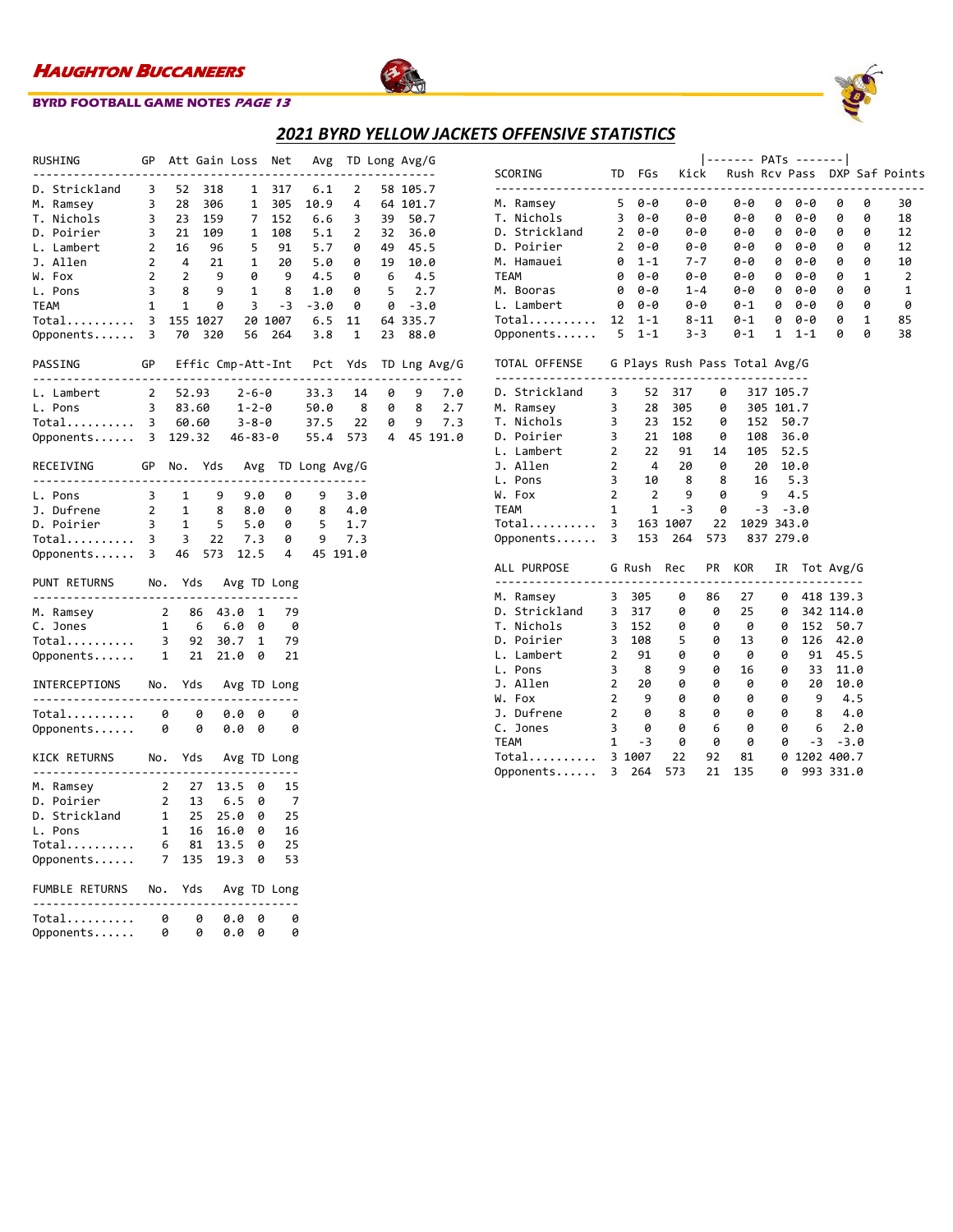## 2021 BYRD YELLOW JACKETS OFFENSIVE STATISTICS

| RUSHING | GP | Att | Gain | Loss | Net | Avg | TD | Long | Avg/G |
|---|---|---|---|---|---|---|---|---|---|
| D. Strickland | 3 | 52 | 318 | 1 | 317 | 6.1 | 2 | 58 | 105.7 |
| M. Ramsey | 3 | 28 | 306 | 1 | 305 | 10.9 | 4 | 64 | 101.7 |
| T. Nichols | 3 | 23 | 159 | 7 | 152 | 6.6 | 3 | 39 | 50.7 |
| D. Poirier | 3 | 21 | 109 | 1 | 108 | 5.1 | 2 | 32 | 36.0 |
| L. Lambert | 2 | 16 | 96 | 5 | 91 | 5.7 | 0 | 49 | 45.5 |
| J. Allen | 2 | 4 | 21 | 1 | 20 | 5.0 | 0 | 19 | 10.0 |
| W. Fox | 2 | 2 | 9 | 0 | 9 | 4.5 | 0 | 6 | 4.5 |
| L. Pons | 3 | 8 | 9 | 1 | 8 | 1.0 | 0 | 5 | 2.7 |
| TEAM | 1 | 1 | 0 | 3 | -3 | -3.0 | 0 | 0 | -3.0 |
| Total.......... | 3 | 155 | 1027 | 20 | 1007 | 6.5 | 11 | 64 | 335.7 |
| Opponents...... | 3 | 70 | 320 | 56 | 264 | 3.8 | 1 | 23 | 88.0 |

| PASSING | GP | Effic | Cmp-Att-Int | Pct | Yds | TD | Lng | Avg/G |
|---|---|---|---|---|---|---|---|---|
| L. Lambert | 2 | 52.93 | 2-6-0 | 33.3 | 14 | 0 | 9 | 7.0 |
| L. Pons | 3 | 83.60 | 1-2-0 | 50.0 | 8 | 0 | 8 | 2.7 |
| Total.......... | 3 | 60.60 | 3-8-0 | 37.5 | 22 | 0 | 9 | 7.3 |
| Opponents...... | 3 | 129.32 | 46-83-0 | 55.4 | 573 | 4 | 45 | 191.0 |

| RECEIVING | GP | No. | Yds | Avg | TD | Long | Avg/G |
|---|---|---|---|---|---|---|---|
| L. Pons | 3 | 1 | 9 | 9.0 | 0 | 9 | 3.0 |
| J. Dufrene | 2 | 1 | 8 | 8.0 | 0 | 8 | 4.0 |
| D. Poirier | 3 | 1 | 5 | 5.0 | 0 | 5 | 1.7 |
| Total.......... | 3 | 3 | 22 | 7.3 | 0 | 9 | 7.3 |
| Opponents...... | 3 | 46 | 573 | 12.5 | 4 | 45 | 191.0 |

| PUNT RETURNS | No. | Yds | Avg | TD | Long |
|---|---|---|---|---|---|
| M. Ramsey | 2 | 86 | 43.0 | 1 | 79 |
| C. Jones | 1 | 6 | 6.0 | 0 | 0 |
| Total.......... | 3 | 92 | 30.7 | 1 | 79 |
| Opponents...... | 1 | 21 | 21.0 | 0 | 21 |

| INTERCEPTIONS | No. | Yds | Avg | TD | Long |
|---|---|---|---|---|---|
| Total.......... | 0 | 0 | 0.0 | 0 | 0 |
| Opponents...... | 0 | 0 | 0.0 | 0 | 0 |

| KICK RETURNS | No. | Yds | Avg | TD | Long |
|---|---|---|---|---|---|
| M. Ramsey | 2 | 27 | 13.5 | 0 | 15 |
| D. Poirier | 2 | 13 | 6.5 | 0 | 7 |
| D. Strickland | 1 | 25 | 25.0 | 0 | 25 |
| L. Pons | 1 | 16 | 16.0 | 0 | 16 |
| Total.......... | 6 | 81 | 13.5 | 0 | 25 |
| Opponents...... | 7 | 135 | 19.3 | 0 | 53 |

| FUMBLE RETURNS | No. | Yds | Avg | TD | Long |
|---|---|---|---|---|---|
| Total.......... | 0 | 0 | 0.0 | 0 | 0 |
| Opponents...... | 0 | 0 | 0.0 | 0 | 0 |

| | | | PATs | | | | | | |
|---|---|---|---|---|---|---|---|---|---|
| SCORING | TD | FGs | Kick | Rush | Rcv | Pass | DXP | Saf | Points |
| M. Ramsey | 5 | 0-0 | 0-0 | 0-0 | 0 | 0-0 | 0 | 0 | 30 |
| T. Nichols | 3 | 0-0 | 0-0 | 0-0 | 0 | 0-0 | 0 | 0 | 18 |
| D. Strickland | 2 | 0-0 | 0-0 | 0-0 | 0 | 0-0 | 0 | 0 | 12 |
| D. Poirier | 2 | 0-0 | 0-0 | 0-0 | 0 | 0-0 | 0 | 0 | 12 |
| M. Hamauei | 0 | 1-1 | 7-7 | 0-0 | 0 | 0-0 | 0 | 0 | 10 |
| TEAM | 0 | 0-0 | 0-0 | 0-0 | 0 | 0-0 | 0 | 1 | 2 |
| M. Booras | 0 | 0-0 | 1-4 | 0-0 | 0 | 0-0 | 0 | 0 | 1 |
| L. Lambert | 0 | 0-0 | 0-0 | 0-1 | 0 | 0-0 | 0 | 0 | 0 |
| Total.......... | 12 | 1-1 | 8-11 | 0-1 | 0 | 0-0 | 0 | 1 | 85 |
| Opponents...... | 5 | 1-1 | 3-3 | 0-1 | 1 | 1-1 | 0 | 0 | 38 |

| TOTAL OFFENSE | G | Plays | Rush | Pass | Total | Avg/G |
|---|---|---|---|---|---|---|
| D. Strickland | 3 | 52 | 317 | 0 | 317 | 105.7 |
| M. Ramsey | 3 | 28 | 305 | 0 | 305 | 101.7 |
| T. Nichols | 3 | 23 | 152 | 0 | 152 | 50.7 |
| D. Poirier | 3 | 21 | 108 | 0 | 108 | 36.0 |
| L. Lambert | 2 | 22 | 91 | 14 | 105 | 52.5 |
| J. Allen | 2 | 4 | 20 | 0 | 20 | 10.0 |
| L. Pons | 3 | 10 | 8 | 8 | 16 | 5.3 |
| W. Fox | 2 | 2 | 9 | 0 | 9 | 4.5 |
| TEAM | 1 | 1 | -3 | 0 | -3 | -3.0 |
| Total.......... | 3 | 163 | 1007 | 22 | 1029 | 343.0 |
| Opponents...... | 3 | 153 | 264 | 573 | 837 | 279.0 |

| ALL PURPOSE | G | Rush | Rec | PR | KOR | IR | Tot | Avg/G |
|---|---|---|---|---|---|---|---|---|
| M. Ramsey | 3 | 305 | 0 | 86 | 27 | 0 | 418 | 139.3 |
| D. Strickland | 3 | 317 | 0 | 0 | 25 | 0 | 342 | 114.0 |
| T. Nichols | 3 | 152 | 0 | 0 | 0 | 0 | 152 | 50.7 |
| D. Poirier | 3 | 108 | 5 | 0 | 13 | 0 | 126 | 42.0 |
| L. Lambert | 2 | 91 | 0 | 0 | 0 | 0 | 91 | 45.5 |
| L. Pons | 3 | 8 | 9 | 0 | 16 | 0 | 33 | 11.0 |
| J. Allen | 2 | 20 | 0 | 0 | 0 | 0 | 20 | 10.0 |
| W. Fox | 2 | 9 | 0 | 0 | 0 | 0 | 9 | 4.5 |
| J. Dufrene | 2 | 0 | 8 | 0 | 0 | 0 | 8 | 4.0 |
| C. Jones | 3 | 0 | 0 | 6 | 0 | 0 | 6 | 2.0 |
| TEAM | 1 | -3 | 0 | 0 | 0 | 0 | -3 | -3.0 |
| Total.......... | 3 | 1007 | 22 | 92 | 81 | 0 | 1202 | 400.7 |
| Opponents...... | 3 | 264 | 573 | 21 | 135 | 0 | 993 | 331.0 |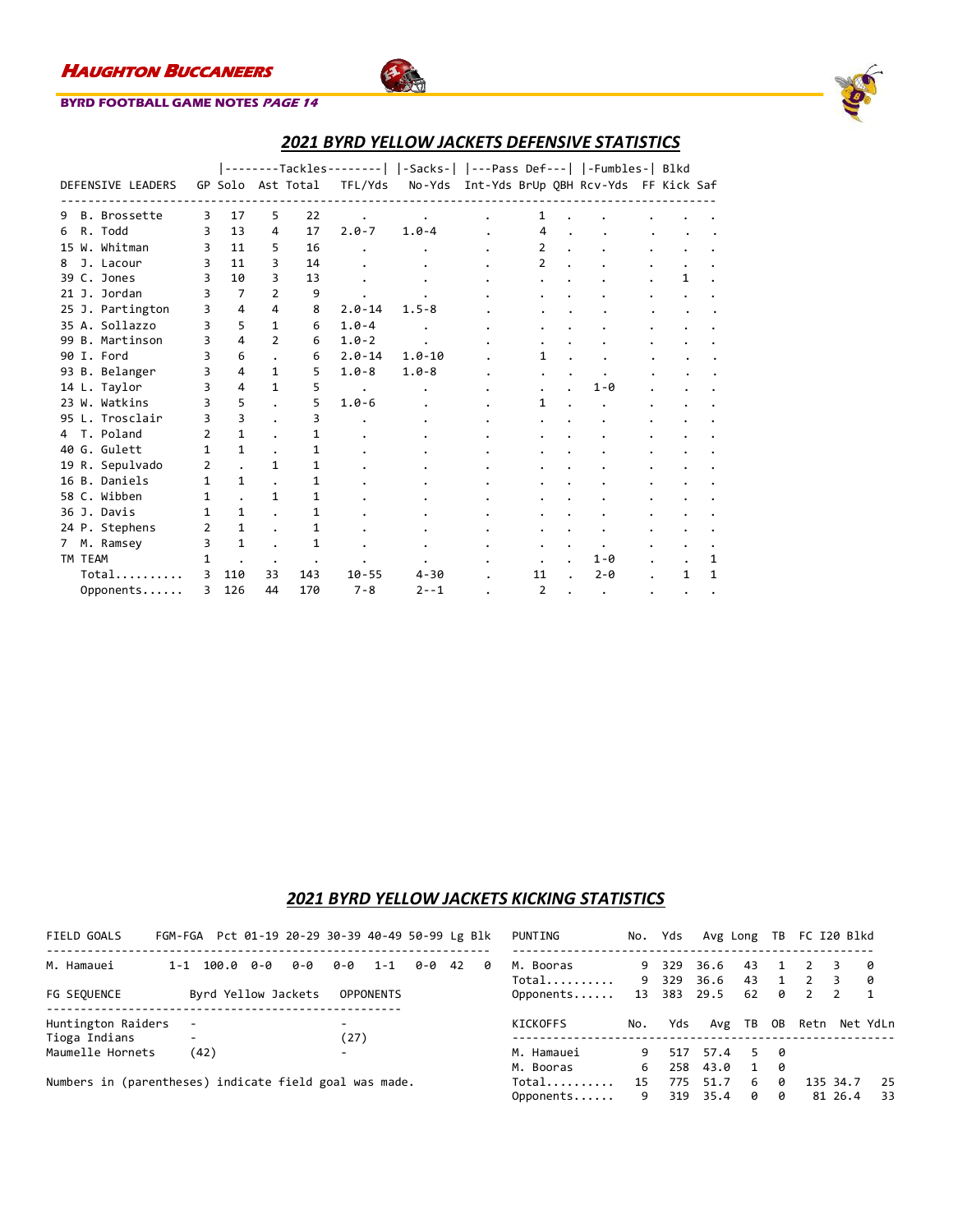## 2021 BYRD YELLOW JACKETS DEFENSIVE STATISTICS

| DEFENSIVE LEADERS | GP | Tackles Solo | Tackles Ast | Tackles Total | TFL/Yds | Sacks No-Yds | Pass Def Int-Yds | Pass Def BrUp | Pass Def QBH | Fumbles Rcv-Yds | Fumbles FF | Blkd Kick | Saf |
|---|---|---|---|---|---|---|---|---|---|---|---|---|---|
| 9 B. Brossette | 3 | 17 | 5 | 22 | . | . | . | 1 | . | . | . | . | . |
| 6 R. Todd | 3 | 13 | 4 | 17 | 2.0-7 | 1.0-4 | . | 4 | . | . | . | . | . |
| 15 W. Whitman | 3 | 11 | 5 | 16 | . | . | . | 2 | . | . | . | . | . |
| 8 J. Lacour | 3 | 11 | 3 | 14 | . | . | . | 2 | . | . | . | . | . |
| 39 C. Jones | 3 | 10 | 3 | 13 | . | . | . | . | . | . | . | 1 | . |
| 21 J. Jordan | 3 | 7 | 2 | 9 | . | . | . | . | . | . | . | . | . |
| 25 J. Partington | 3 | 4 | 4 | 8 | 2.0-14 | 1.5-8 | . | . | . | . | . | . | . |
| 35 A. Sollazzo | 3 | 5 | 1 | 6 | 1.0-4 | . | . | . | . | . | . | . | . |
| 99 B. Martinson | 3 | 4 | 2 | 6 | 1.0-2 | . | . | . | . | . | . | . | . |
| 90 I. Ford | 3 | 6 | . | 6 | 2.0-14 | 1.0-10 | . | 1 | . | . | . | . | . |
| 93 B. Belanger | 3 | 4 | 1 | 5 | 1.0-8 | 1.0-8 | . | . | . | . | . | . | . |
| 14 L. Taylor | 3 | 4 | 1 | 5 | . | . | . | . | . | 1-0 | . | . | . |
| 23 W. Watkins | 3 | 5 | . | 5 | 1.0-6 | . | . | 1 | . | . | . | . | . |
| 95 L. Trosclair | 3 | 3 | . | 3 | . | . | . | . | . | . | . | . | . |
| 4 T. Poland | 2 | 1 | . | 1 | . | . | . | . | . | . | . | . | . |
| 40 G. Gulett | 1 | 1 | . | 1 | . | . | . | . | . | . | . | . | . |
| 19 R. Sepulvado | 2 | . | 1 | 1 | . | . | . | . | . | . | . | . | . |
| 16 B. Daniels | 1 | 1 | . | 1 | . | . | . | . | . | . | . | . | . |
| 58 C. Wibben | 1 | . | 1 | 1 | . | . | . | . | . | . | . | . | . |
| 36 J. Davis | 1 | 1 | . | 1 | . | . | . | . | . | . | . | . | . |
| 24 P. Stephens | 2 | 1 | . | 1 | . | . | . | . | . | . | . | . | . |
| 7 M. Ramsey | 3 | 1 | . | 1 | . | . | . | . | . | . | . | . | . |
| TM TEAM | 1 | . | . | . | . | . | . | . | . | 1-0 | . | . | 1 |
| Total.......... | 3 | 110 | 33 | 143 | 10-55 | 4-30 | . | 11 | . | 2-0 | . | 1 | 1 |
| Opponents...... | 3 | 126 | 44 | 170 | 7-8 | 2--1 | . | 2 | . | . | . | . | . |

## 2021 BYRD YELLOW JACKETS KICKING STATISTICS

| FIELD GOALS | FGM-FGA | Pct | 01-19 | 20-29 | 30-39 | 40-49 | 50-99 | Lg | Blk |
|---|---|---|---|---|---|---|---|---|---|
| M. Hamauei | 1-1 | 100.0 | 0-0 | 0-0 | 0-0 | 1-1 | 0-0 | 42 | 0 |

| FG SEQUENCE | Byrd Yellow Jackets | OPPONENTS |
|---|---|---|
| Huntington Raiders | - | - |
| Tioga Indians | - | (27) |
| Maumelle Hornets | (42) | - |

Numbers in (parentheses) indicate field goal was made.

| PUNTING | No. | Yds | Avg | Long | TB | FC | I20 | Blkd |
|---|---|---|---|---|---|---|---|---|
| M. Booras | 9 | 329 | 36.6 | 43 | 1 | 2 | 3 | 0 |
| Total.......... | 9 | 329 | 36.6 | 43 | 1 | 2 | 3 | 0 |
| Opponents...... | 13 | 383 | 29.5 | 62 | 0 | 2 | 2 | 1 |

| KICKOFFS | No. | Yds | Avg | TB | OB | Retn | Net | YdLn |
|---|---|---|---|---|---|---|---|---|
| M. Hamauei | 9 | 517 | 57.4 | 5 | 0 | | | |
| M. Booras | 6 | 258 | 43.0 | 1 | 0 | | | |
| Total.......... | 15 | 775 | 51.7 | 6 | 0 | 135 | 34.7 | 25 |
| Opponents...... | 9 | 319 | 35.4 | 0 | 0 | 81 | 26.4 | 33 |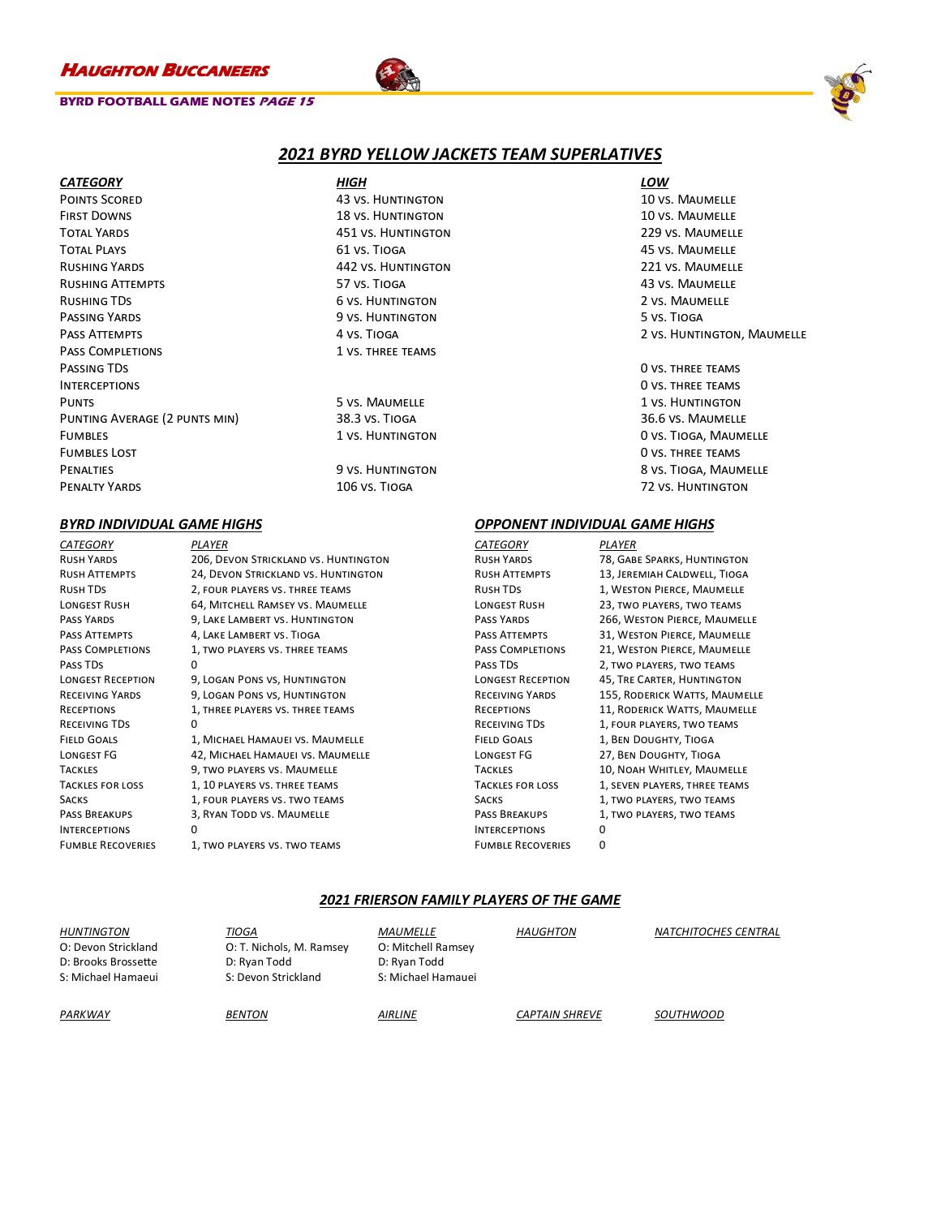## 2021 BYRD YELLOW JACKETS TEAM SUPERLATIVES

| CATEGORY | HIGH | LOW |
|---|---|---|
| Points Scored | 43 vs. Huntington | 10 vs. Maumelle |
| First Downs | 18 vs. Huntington | 10 vs. Maumelle |
| Total Yards | 451 vs. Huntington | 229 vs. Maumelle |
| Total Plays | 61 vs. Tioga | 45 vs. Maumelle |
| Rushing Yards | 442 vs. Huntington | 221 vs. Maumelle |
| Rushing Attempts | 57 vs. Tioga | 43 vs. Maumelle |
| Rushing TDs | 6 vs. Huntington | 2 vs. Maumelle |
| Passing Yards | 9 vs. Huntington | 5 vs. Tioga |
| Pass Attempts | 4 vs. Tioga | 2 vs. Huntington, Maumelle |
| Pass Completions | 1 vs. three teams | |
| Passing TDs | | 0 vs. three teams |
| Interceptions | | 0 vs. three teams |
| Punts | 5 vs. Maumelle | 1 vs. Huntington |
| Punting Average (2 punts min) | 38.3 vs. Tioga | 36.6 vs. Maumelle |
| Fumbles | 1 vs. Huntington | 0 vs. Tioga, Maumelle |
| Fumbles Lost | | 0 vs. three teams |
| Penalties | 9 vs. Huntington | 8 vs. Tioga, Maumelle |
| Penalty Yards | 106 vs. Tioga | 72 vs. Huntington |

### BYRD INDIVIDUAL GAME HIGHS

| CATEGORY | PLAYER |
|---|---|
| Rush Yards | 206, Devon Strickland vs. Huntington |
| Rush Attempts | 24, Devon Strickland vs. Huntington |
| Rush TDs | 2, four players vs. three teams |
| Longest Rush | 64, Mitchell Ramsey vs. Maumelle |
| Pass Yards | 9, Lake Lambert vs. Huntington |
| Pass Attempts | 4, Lake Lambert vs. Tioga |
| Pass Completions | 1, two players vs. three teams |
| Pass TDs | 0 |
| Longest Reception | 9, Logan Pons vs, Huntington |
| Receiving Yards | 9, Logan Pons vs, Huntington |
| Receptions | 1, three players vs. three teams |
| Receiving TDs | 0 |
| Field Goals | 1, Michael Hamauei vs. Maumelle |
| Longest FG | 42, Michael Hamauei vs. Maumelle |
| Tackles | 9, two players vs. Maumelle |
| Tackles for Loss | 1, 10 players vs. three teams |
| Sacks | 1, four players vs. two teams |
| Pass Breakups | 3, Ryan Todd vs. Maumelle |
| Interceptions | 0 |
| Fumble Recoveries | 1, two players vs. two teams |

### OPPONENT INDIVIDUAL GAME HIGHS

| CATEGORY | PLAYER |
|---|---|
| Rush Yards | 78, Gabe Sparks, Huntington |
| Rush Attempts | 13, Jeremiah Caldwell, Tioga |
| Rush TDs | 1, Weston Pierce, Maumelle |
| Longest Rush | 23, two players, two teams |
| Pass Yards | 266, Weston Pierce, Maumelle |
| Pass Attempts | 31, Weston Pierce, Maumelle |
| Pass Completions | 21, Weston Pierce, Maumelle |
| Pass TDs | 2, two players, two teams |
| Longest Reception | 45, Tre Carter, Huntington |
| Receiving Yards | 155, Roderick Watts, Maumelle |
| Receptions | 11, Roderick Watts, Maumelle |
| Receiving TDs | 1, four players, two teams |
| Field Goals | 1, Ben Doughty, Tioga |
| Longest FG | 27, Ben Doughty, Tioga |
| Tackles | 10, Noah Whitley, Maumelle |
| Tackles for Loss | 1, seven players, three teams |
| Sacks | 1, two players, two teams |
| Pass Breakups | 1, two players, two teams |
| Interceptions | 0 |
| Fumble Recoveries | 0 |

### 2021 FRIERSON FAMILY PLAYERS OF THE GAME

| HUNTINGTON | TIOGA | MAUMELLE | HAUGHTON | NATCHITOCHES CENTRAL |
|---|---|---|---|---|
| O: Devon Strickland | O: T. Nichols, M. Ramsey | O: Mitchell Ramsey | | |
| D: Brooks Brossette | D: Ryan Todd | D: Ryan Todd | | |
| S: Michael Hamaeui | S: Devon Strickland | S: Michael Hamauei | | |

| PARKWAY | BENTON | AIRLINE | CAPTAIN SHREVE | SOUTHWOOD |
|---|---|---|---|---|
| | | | | |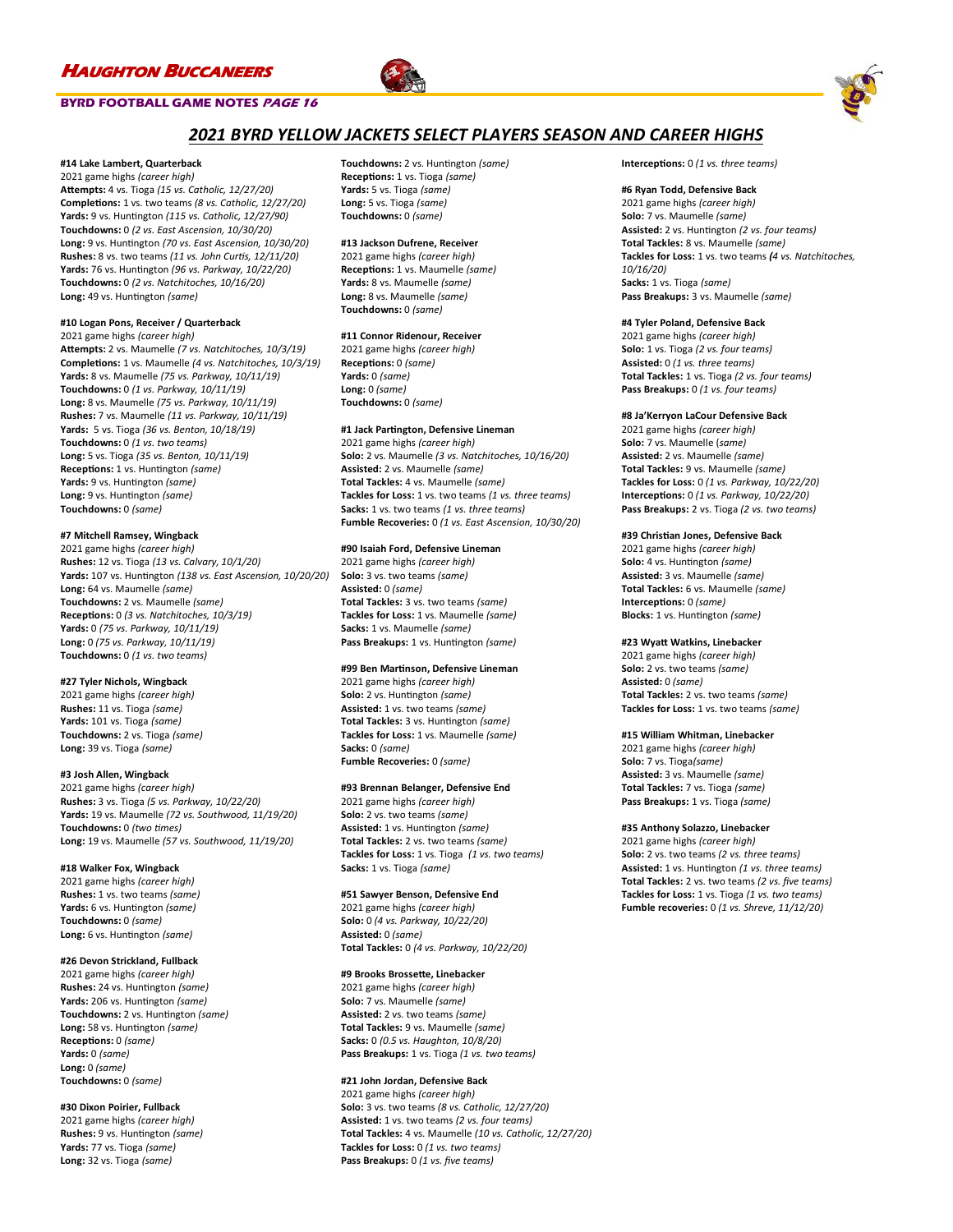## 2021 BYRD YELLOW JACKETS SELECT PLAYERS SEASON AND CAREER HIGHS

**#14 Lake Lambert, Quarterback**
2021 game highs *(career high)*
**Attempts:** 4 vs. Tioga *(15 vs. Catholic, 12/27/20)*
**Completions:** 1 vs. two teams *(8 vs. Catholic, 12/27/20)*
**Yards:** 9 vs. Huntington *(115 vs. Catholic, 12/27/90)*
**Touchdowns:** 0 *(2 vs. East Ascension, 10/30/20)*
**Long:** 9 vs. Huntington *(70 vs. East Ascension, 10/30/20)*
**Rushes:** 8 vs. two teams *(11 vs. John Curtis, 12/11/20)*
**Yards:** 76 vs. Huntington *(96 vs. Parkway, 10/22/20)*
**Touchdowns:** 0 *(2 vs. Natchitoches, 10/16/20)*
**Long:** 49 vs. Huntington *(same)*

**#10 Logan Pons, Receiver / Quarterback**
2021 game highs *(career high)*
**Attempts:** 2 vs. Maumelle *(7 vs. Natchitoches, 10/3/19)*
**Completions:** 1 vs. Maumelle *(4 vs. Natchitoches, 10/3/19)*
**Yards:** 8 vs. Maumelle *(75 vs. Parkway, 10/11/19)*
**Touchdowns:** 0 *(1 vs. Parkway, 10/11/19)*
**Long:** 8 vs. Maumelle *(75 vs. Parkway, 10/11/19)*
**Rushes:** 7 vs. Maumelle *(11 vs. Parkway, 10/11/19)*
**Yards:** 5 vs. Tioga *(36 vs. Benton, 10/18/19)*
**Touchdowns:** 0 *(1 vs. two teams)*
**Long:** 5 vs. Tioga *(35 vs. Benton, 10/11/19)*
**Receptions:** 1 vs. Huntington *(same)*
**Yards:** 9 vs. Huntington *(same)*
**Long:** 9 vs. Huntington *(same)*
**Touchdowns:** 0 *(same)*

**#7 Mitchell Ramsey, Wingback**
2021 game highs *(career high)*
**Rushes:** 12 vs. Tioga *(13 vs. Calvary, 10/1/20)*
**Yards:** 107 vs. Huntington *(138 vs. East Ascension, 10/20/20)*
**Long:** 64 vs. Maumelle *(same)*
**Touchdowns:** 2 vs. Maumelle *(same)*
**Receptions:** 0 *(3 vs. Natchitoches, 10/3/19)*
**Yards:** 0 *(75 vs. Parkway, 10/11/19)*
**Long:** 0 *(75 vs. Parkway, 10/11/19)*
**Touchdowns:** 0 *(1 vs. two teams)*

**#27 Tyler Nichols, Wingback**
2021 game highs *(career high)*
**Rushes:** 11 vs. Tioga *(same)*
**Yards:** 101 vs. Tioga *(same)*
**Touchdowns:** 2 vs. Tioga *(same)*
**Long:** 39 vs. Tioga *(same)*

**#3 Josh Allen, Wingback**
2021 game highs *(career high)*
**Rushes:** 3 vs. Tioga *(5 vs. Parkway, 10/22/20)*
**Yards:** 19 vs. Maumelle *(72 vs. Southwood, 11/19/20)*
**Touchdowns:** 0 *(two times)*
**Long:** 19 vs. Maumelle *(57 vs. Southwood, 11/19/20)*

**#18 Walker Fox, Wingback**
2021 game highs *(career high)*
**Rushes:** 1 vs. two teams *(same)*
**Yards:** 6 vs. Huntington *(same)*
**Touchdowns:** 0 *(same)*
**Long:** 6 vs. Huntington *(same)*

**#26 Devon Strickland, Fullback**
2021 game highs *(career high)*
**Rushes:** 24 vs. Huntington *(same)*
**Yards:** 206 vs. Huntington *(same)*
**Touchdowns:** 2 vs. Huntington *(same)*
**Long:** 58 vs. Huntington *(same)*
**Receptions:** 0 *(same)*
**Yards:** 0 *(same)*
**Long:** 0 *(same)*
**Touchdowns:** 0 *(same)*

**#30 Dixon Poirier, Fullback**
2021 game highs *(career high)*
**Rushes:** 9 vs. Huntington *(same)*
**Yards:** 77 vs. Tioga *(same)*
**Long:** 32 vs. Tioga *(same)*
**Touchdowns:** 2 vs. Huntington *(same)*
**Receptions:** 1 vs. Tioga *(same)*
**Yards:** 5 vs. Tioga *(same)*
**Long:** 5 vs. Tioga *(same)*
**Touchdowns:** 0 *(same)*

**#13 Jackson Dufrene, Receiver**
2021 game highs *(career high)*
**Receptions:** 1 vs. Maumelle *(same)*
**Yards:** 8 vs. Maumelle *(same)*
**Long:** 8 vs. Maumelle *(same)*
**Touchdowns:** 0 *(same)*

**#11 Connor Ridenour, Receiver**
2021 game highs *(career high)*
**Receptions:** 0 *(same)*
**Yards:** 0 *(same)*
**Long:** 0 *(same)*
**Touchdowns:** 0 *(same)*

**#1 Jack Partington, Defensive Lineman**
2021 game highs *(career high)*
**Solo:** 2 vs. Maumelle *(3 vs. Natchitoches, 10/16/20)*
**Assisted:** 2 vs. Maumelle *(same)*
**Total Tackles:** 4 vs. Maumelle *(same)*
**Tackles for Loss:** 1 vs. two teams *(1 vs. three teams)*
**Sacks:** 1 vs. two teams *(1 vs. three teams)*
**Fumble Recoveries:** 0 *(1 vs. East Ascension, 10/30/20)*

**#90 Isaiah Ford, Defensive Lineman**
2021 game highs *(career high)*
**Solo:** 3 vs. two teams *(same)*
**Assisted:** 0 *(same)*
**Total Tackles:** 3 vs. two teams *(same)*
**Tackles for Loss:** 1 vs. Maumelle *(same)*
**Sacks:** 1 vs. Maumelle *(same)*
**Pass Breakups:** 1 vs. Huntington *(same)*

**#99 Ben Martinson, Defensive Lineman**
2021 game highs *(career high)*
**Solo:** 2 vs. Huntington *(same)*
**Assisted:** 1 vs. two teams *(same)*
**Total Tackles:** 3 vs. Huntington *(same)*
**Tackles for Loss:** 1 vs. Maumelle *(same)*
**Sacks:** 0 *(same)*
**Fumble Recoveries:** 0 *(same)*

**#93 Brennan Belanger, Defensive End**
2021 game highs *(career high)*
**Solo:** 2 vs. two teams *(same)*
**Assisted:** 1 vs. Huntington *(same)*
**Total Tackles:** 2 vs. two teams *(same)*
**Tackles for Loss:** 1 vs. Tioga *(1 vs. two teams)*
**Sacks:** 1 vs. Tioga *(same)*

**#51 Sawyer Benson, Defensive End**
2021 game highs *(career high)*
**Solo:** 0 *(4 vs. Parkway, 10/22/20)*
**Assisted:** 0 *(same)*
**Total Tackles:** 0 *(4 vs. Parkway, 10/22/20)*

**#9 Brooks Brossette, Linebacker**
2021 game highs *(career high)*
**Solo:** 7 vs. Maumelle *(same)*
**Assisted:** 2 vs. two teams *(same)*
**Total Tackles:** 9 vs. Maumelle *(same)*
**Sacks:** 0 *(0.5 vs. Haughton, 10/8/20)*
**Pass Breakups:** 1 vs. Tioga *(1 vs. two teams)*

**#21 John Jordan, Defensive Back**
2021 game highs *(career high)*
**Solo:** 3 vs. two teams *(8 vs. Catholic, 12/27/20)*
**Assisted:** 1 vs. two teams *(2 vs. four teams)*
**Total Tackles:** 4 vs. Maumelle *(10 vs. Catholic, 12/27/20)*
**Tackles for Loss:** 0 *(1 vs. two teams)*
**Pass Breakups:** 0 *(1 vs. five teams)*
**Interceptions:** 0 *(1 vs. three teams)*

**#6 Ryan Todd, Defensive Back**
2021 game highs *(career high)*
**Solo:** 7 vs. Maumelle *(same)*
**Assisted:** 2 vs. Huntington *(2 vs. four teams)*
**Total Tackles:** 8 vs. Maumelle *(same)*
**Tackles for Loss:** 1 vs. two teams *(4 vs. Natchitoches, 10/16/20)*
**Sacks:** 1 vs. Tioga *(same)*
**Pass Breakups:** 3 vs. Maumelle *(same)*

**#4 Tyler Poland, Defensive Back**
2021 game highs *(career high)*
**Solo:** 1 vs. Tioga *(2 vs. four teams)*
**Assisted:** 0 *(1 vs. three teams)*
**Total Tackles:** 1 vs. Tioga *(2 vs. four teams)*
**Pass Breakups:** 0 *(1 vs. four teams)*

**#8 Ja'Kerryon LaCour Defensive Back**
2021 game highs *(career high)*
**Solo:** 7 vs. Maumelle (*same)*
**Assisted:** 2 vs. Maumelle *(same)*
**Total Tackles:** 9 vs. Maumelle *(same)*
**Tackles for Loss:** 0 *(1 vs. Parkway, 10/22/20)*
**Interceptions:** 0 *(1 vs. Parkway, 10/22/20)*
**Pass Breakups:** 2 vs. Tioga *(2 vs. two teams)*

**#39 Christian Jones, Defensive Back**
2021 game highs *(career high)*
**Solo:** 4 vs. Huntington *(same)*
**Assisted:** 3 vs. Maumelle *(same)*
**Total Tackles:** 6 vs. Maumelle *(same)*
**Interceptions:** 0 *(same)*
**Blocks:** 1 vs. Huntington *(same)*

**#23 Wyatt Watkins, Linebacker**
2021 game highs *(career high)*
**Solo:** 2 vs. two teams *(same)*
**Assisted:** 0 *(same)*
**Total Tackles:** 2 vs. two teams *(same)*
**Tackles for Loss:** 1 vs. two teams *(same)*

**#15 William Whitman, Linebacker**
2021 game highs *(career high)*
**Solo:** 7 vs. Tioga*(same)*
**Assisted:** 3 vs. Maumelle *(same)*
**Total Tackles:** 7 vs. Tioga *(same)*
**Pass Breakups:** 1 vs. Tioga *(same)*

**#35 Anthony Solazzo, Linebacker**
2021 game highs *(career high)*
**Solo:** 2 vs. two teams *(2 vs. three teams)*
**Assisted:** 1 vs. Huntington *(1 vs. three teams)*
**Total Tackles:** 2 vs. two teams *(2 vs. five teams)*
**Tackles for Loss:** 1 vs. Tioga *(1 vs. two teams)*
**Fumble recoveries:** 0 *(1 vs. Shreve, 11/12/20)*